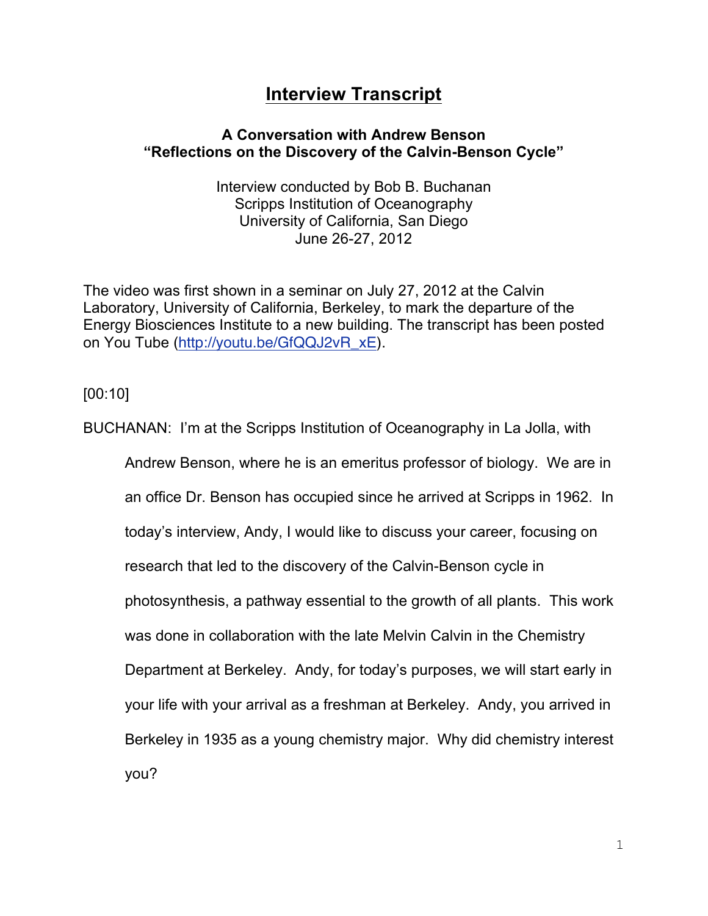# Interview Transcript

**A Conversation with Andrew Benson**
**"Reflections on the Discovery of the Calvin-Benson Cycle"**

Interview conducted by Bob B. Buchanan
Scripps Institution of Oceanography
University of California, San Diego
June 26-27, 2012

The video was first shown in a seminar on July 27, 2012 at the Calvin Laboratory, University of California, Berkeley, to mark the departure of the Energy Biosciences Institute to a new building. The transcript has been posted on You Tube (http://youtu.be/GfQQJ2vR_xE).

[00:10]

BUCHANAN: I'm at the Scripps Institution of Oceanography in La Jolla, with Andrew Benson, where he is an emeritus professor of biology. We are in an office Dr. Benson has occupied since he arrived at Scripps in 1962. In today's interview, Andy, I would like to discuss your career, focusing on research that led to the discovery of the Calvin-Benson cycle in photosynthesis, a pathway essential to the growth of all plants. This work was done in collaboration with the late Melvin Calvin in the Chemistry Department at Berkeley. Andy, for today's purposes, we will start early in your life with your arrival as a freshman at Berkeley. Andy, you arrived in Berkeley in 1935 as a young chemistry major. Why did chemistry interest you?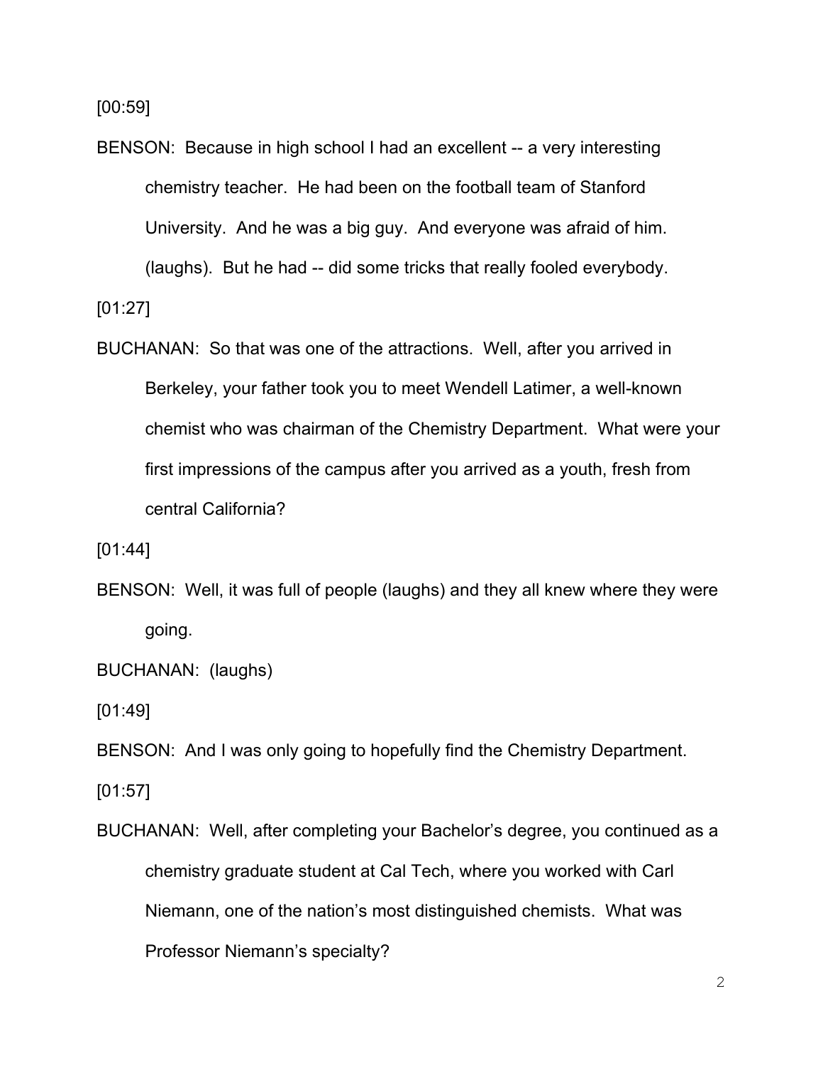[00:59]

BENSON: Because in high school I had an excellent -- a very interesting chemistry teacher. He had been on the football team of Stanford University. And he was a big guy. And everyone was afraid of him. (laughs). But he had -- did some tricks that really fooled everybody.

[01:27]

BUCHANAN: So that was one of the attractions. Well, after you arrived in Berkeley, your father took you to meet Wendell Latimer, a well-known chemist who was chairman of the Chemistry Department. What were your first impressions of the campus after you arrived as a youth, fresh from central California?

[01:44]

BENSON: Well, it was full of people (laughs) and they all knew where they were going.

BUCHANAN: (laughs)

[01:49]

BENSON: And I was only going to hopefully find the Chemistry Department.

[01:57]

BUCHANAN: Well, after completing your Bachelor's degree, you continued as a chemistry graduate student at Cal Tech, where you worked with Carl Niemann, one of the nation's most distinguished chemists. What was Professor Niemann's specialty?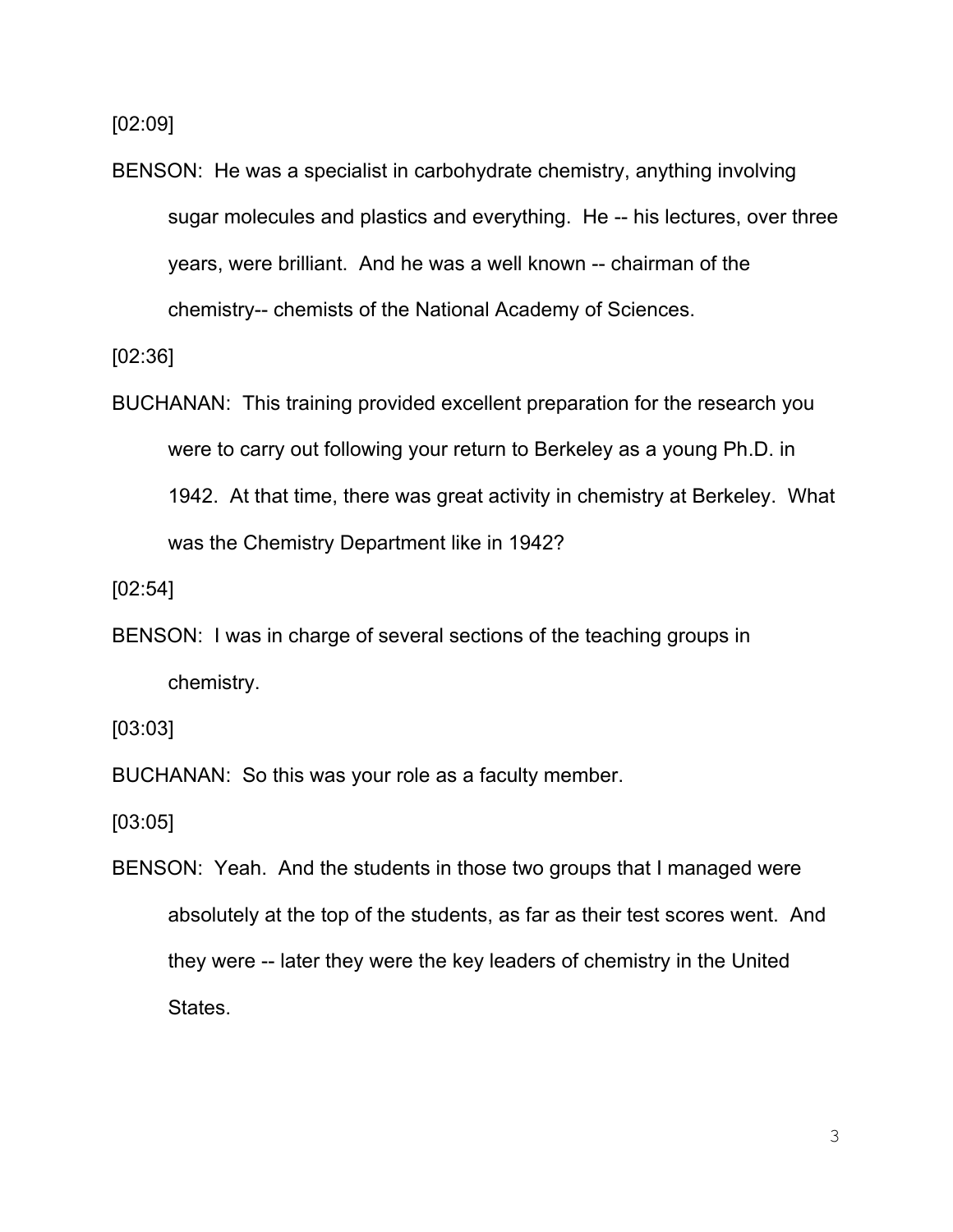[02:09]

BENSON: He was a specialist in carbohydrate chemistry, anything involving sugar molecules and plastics and everything. He -- his lectures, over three years, were brilliant. And he was a well known -- chairman of the chemistry-- chemists of the National Academy of Sciences.

[02:36]

BUCHANAN: This training provided excellent preparation for the research you were to carry out following your return to Berkeley as a young Ph.D. in 1942. At that time, there was great activity in chemistry at Berkeley. What was the Chemistry Department like in 1942?

[02:54]

BENSON: I was in charge of several sections of the teaching groups in chemistry.

[03:03]

BUCHANAN: So this was your role as a faculty member.

[03:05]

BENSON: Yeah. And the students in those two groups that I managed were absolutely at the top of the students, as far as their test scores went. And they were -- later they were the key leaders of chemistry in the United States.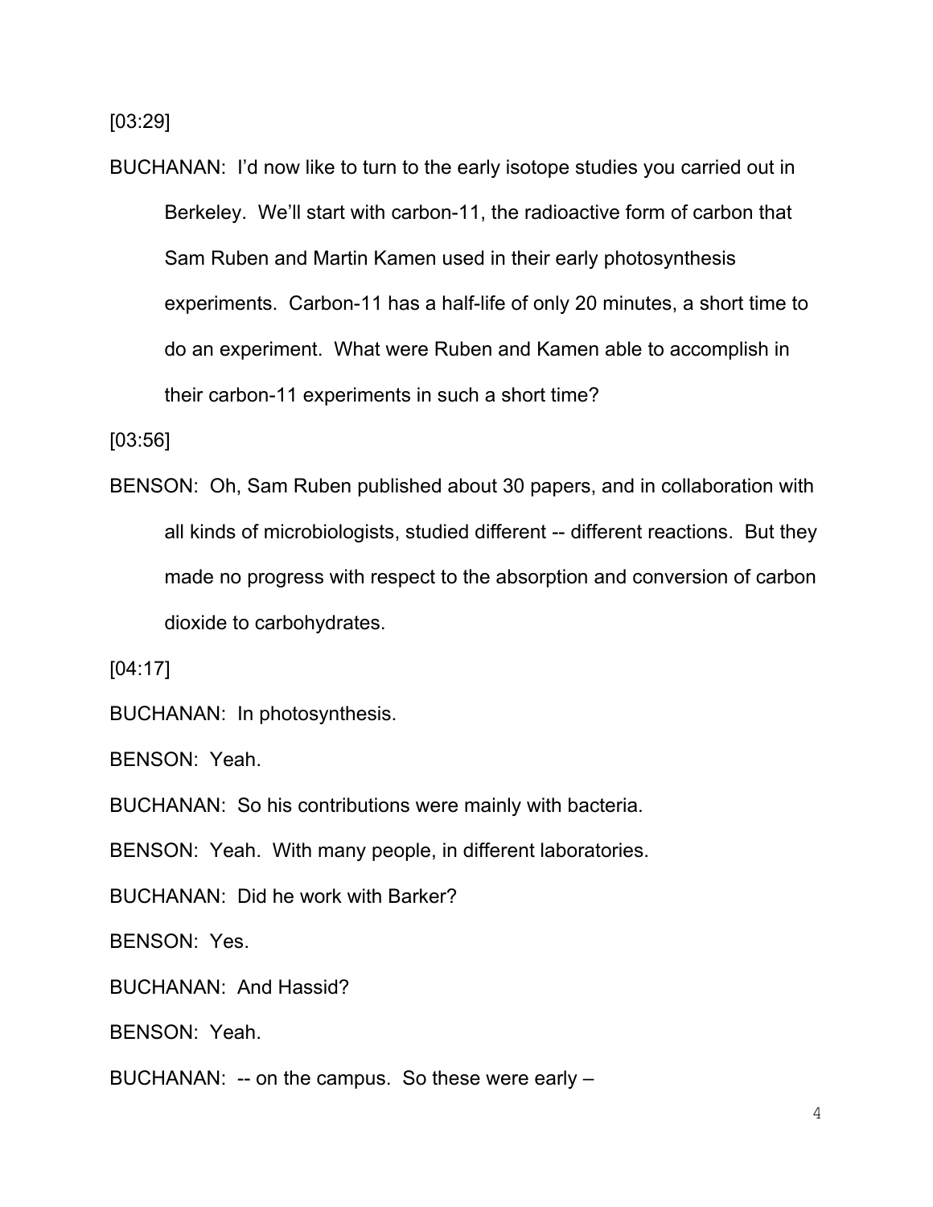[03:29]

BUCHANAN: I'd now like to turn to the early isotope studies you carried out in Berkeley. We'll start with carbon-11, the radioactive form of carbon that Sam Ruben and Martin Kamen used in their early photosynthesis experiments. Carbon-11 has a half-life of only 20 minutes, a short time to do an experiment. What were Ruben and Kamen able to accomplish in their carbon-11 experiments in such a short time?

[03:56]

BENSON: Oh, Sam Ruben published about 30 papers, and in collaboration with all kinds of microbiologists, studied different -- different reactions. But they made no progress with respect to the absorption and conversion of carbon dioxide to carbohydrates.

[04:17]

BUCHANAN: In photosynthesis.

BENSON: Yeah.

BUCHANAN: So his contributions were mainly with bacteria.

BENSON: Yeah. With many people, in different laboratories.

BUCHANAN: Did he work with Barker?

BENSON: Yes.

BUCHANAN: And Hassid?

BENSON: Yeah.

BUCHANAN: -- on the campus. So these were early –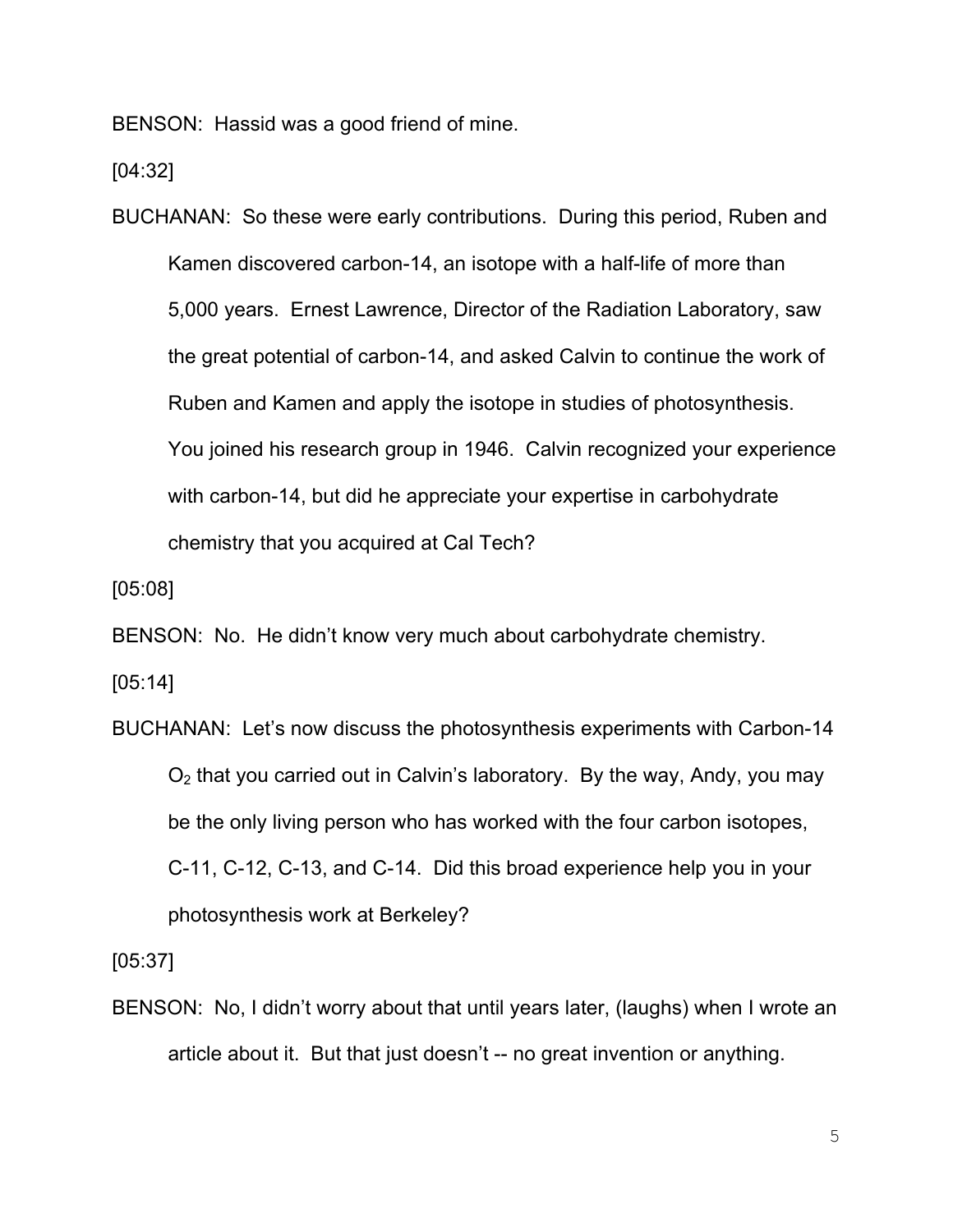BENSON: Hassid was a good friend of mine.

[04:32]

BUCHANAN: So these were early contributions. During this period, Ruben and Kamen discovered carbon-14, an isotope with a half-life of more than 5,000 years. Ernest Lawrence, Director of the Radiation Laboratory, saw the great potential of carbon-14, and asked Calvin to continue the work of Ruben and Kamen and apply the isotope in studies of photosynthesis. You joined his research group in 1946. Calvin recognized your experience with carbon-14, but did he appreciate your expertise in carbohydrate chemistry that you acquired at Cal Tech?

[05:08]

BENSON: No. He didn't know very much about carbohydrate chemistry.

[05:14]

BUCHANAN: Let's now discuss the photosynthesis experiments with Carbon-14 $O_2$ that you carried out in Calvin's laboratory. By the way, Andy, you may be the only living person who has worked with the four carbon isotopes, C-11, C-12, C-13, and C-14. Did this broad experience help you in your photosynthesis work at Berkeley?

[05:37]

BENSON: No, I didn't worry about that until years later, (laughs) when I wrote an article about it. But that just doesn't -- no great invention or anything.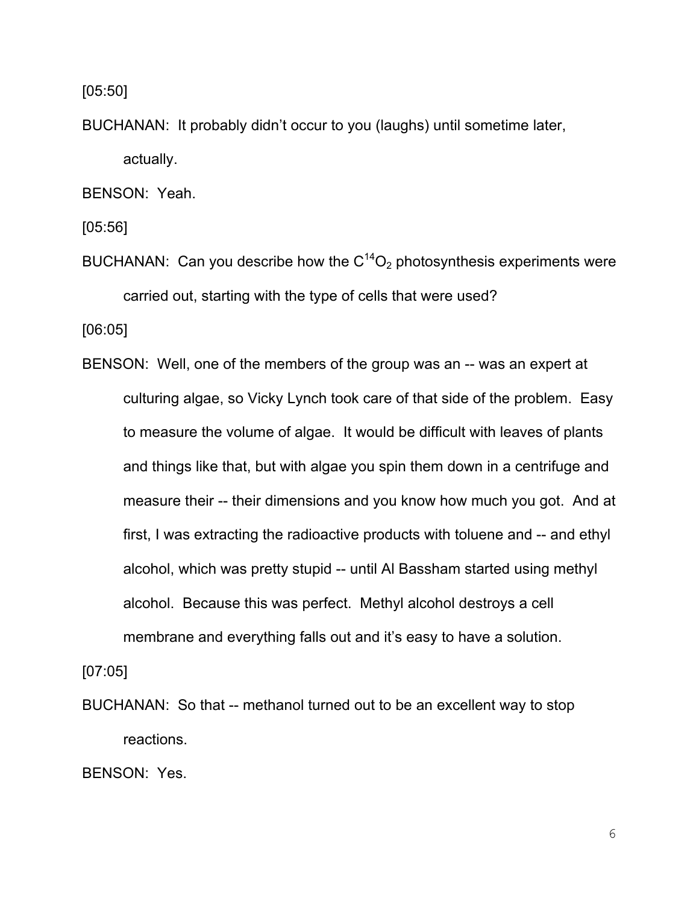[05:50]

BUCHANAN: It probably didn't occur to you (laughs) until sometime later, actually.

BENSON: Yeah.

[05:56]

BUCHANAN: Can you describe how the $C^{14}O_2$ photosynthesis experiments were carried out, starting with the type of cells that were used?

[06:05]

BENSON: Well, one of the members of the group was an -- was an expert at culturing algae, so Vicky Lynch took care of that side of the problem. Easy to measure the volume of algae. It would be difficult with leaves of plants and things like that, but with algae you spin them down in a centrifuge and measure their -- their dimensions and you know how much you got. And at first, I was extracting the radioactive products with toluene and -- and ethyl alcohol, which was pretty stupid -- until Al Bassham started using methyl alcohol. Because this was perfect. Methyl alcohol destroys a cell membrane and everything falls out and it's easy to have a solution.

[07:05]

BUCHANAN: So that -- methanol turned out to be an excellent way to stop reactions.

BENSON: Yes.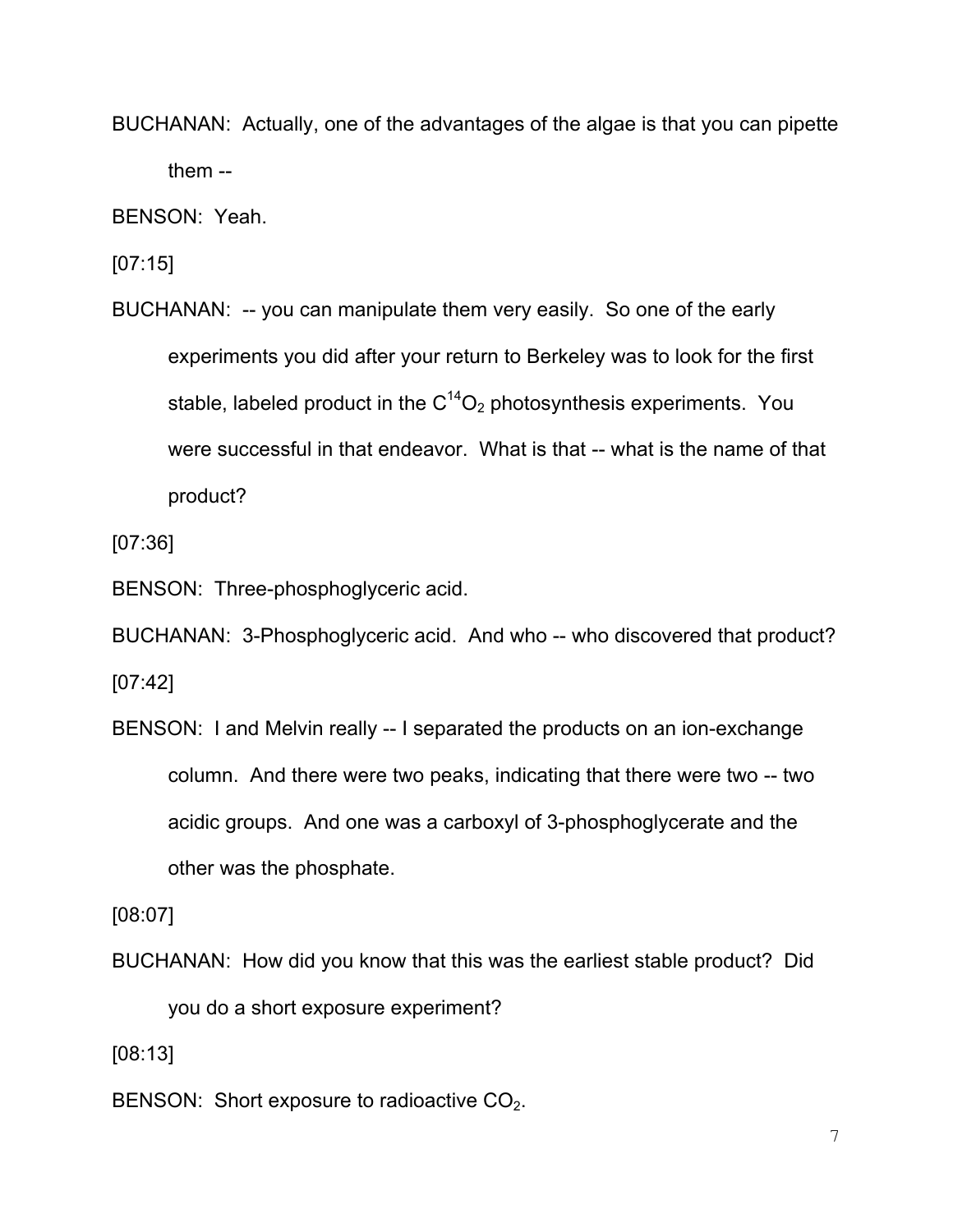BUCHANAN: Actually, one of the advantages of the algae is that you can pipette them --

BENSON: Yeah.

[07:15]

BUCHANAN: -- you can manipulate them very easily. So one of the early experiments you did after your return to Berkeley was to look for the first stable, labeled product in the $C^{14}O_2$ photosynthesis experiments. You were successful in that endeavor. What is that -- what is the name of that product?

[07:36]

BENSON: Three-phosphoglyceric acid.

BUCHANAN: 3-Phosphoglyceric acid. And who -- who discovered that product?

[07:42]

BENSON: I and Melvin really -- I separated the products on an ion-exchange column. And there were two peaks, indicating that there were two -- two acidic groups. And one was a carboxyl of 3-phosphoglycerate and the other was the phosphate.

[08:07]

BUCHANAN: How did you know that this was the earliest stable product? Did you do a short exposure experiment?

[08:13]

BENSON: Short exposure to radioactive $CO_2$.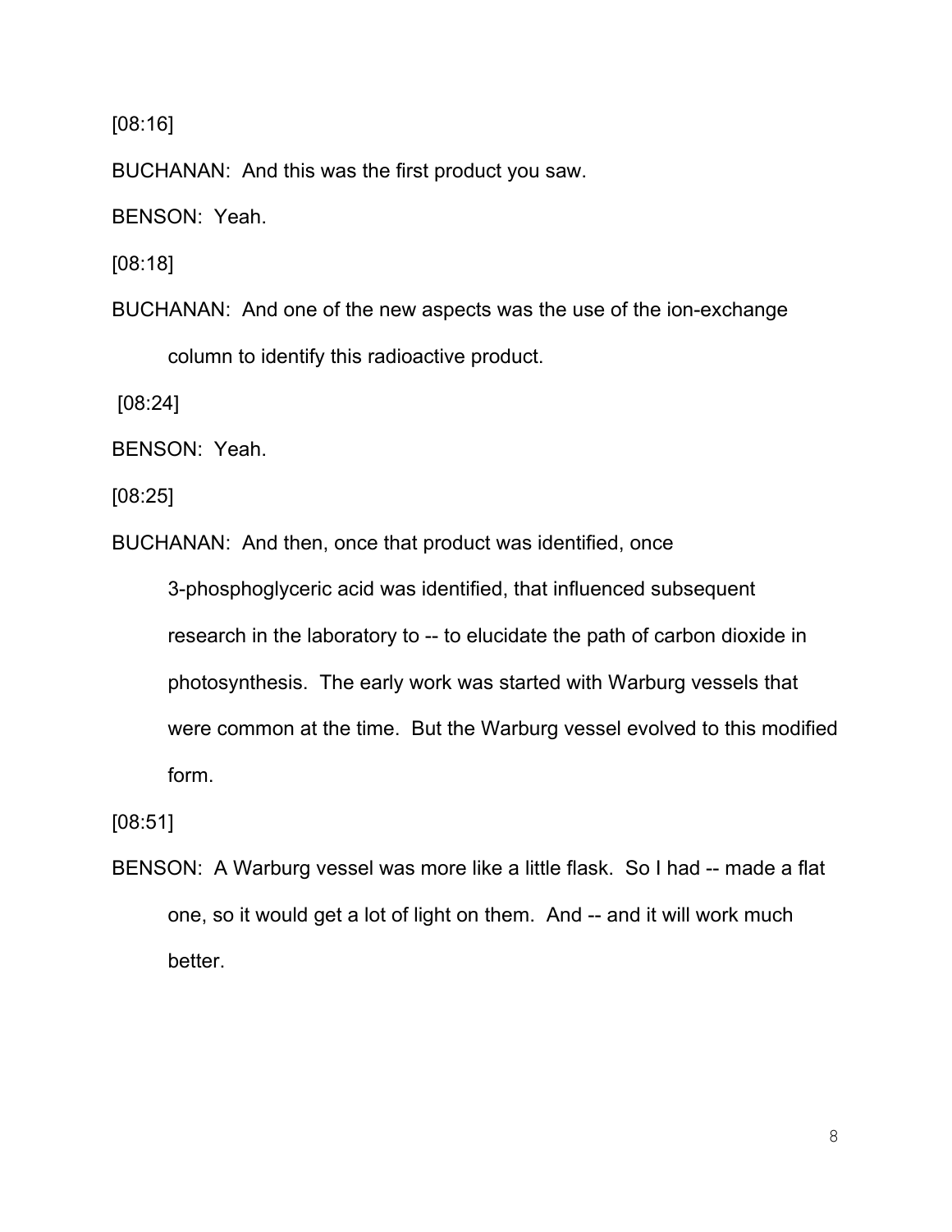[08:16]

BUCHANAN: And this was the first product you saw.

BENSON: Yeah.

[08:18]

BUCHANAN: And one of the new aspects was the use of the ion-exchange column to identify this radioactive product.

[08:24]

BENSON: Yeah.

[08:25]

BUCHANAN: And then, once that product was identified, once 3-phosphoglyceric acid was identified, that influenced subsequent research in the laboratory to -- to elucidate the path of carbon dioxide in photosynthesis. The early work was started with Warburg vessels that were common at the time. But the Warburg vessel evolved to this modified form.

[08:51]

BENSON: A Warburg vessel was more like a little flask. So I had -- made a flat one, so it would get a lot of light on them. And -- and it will work much better.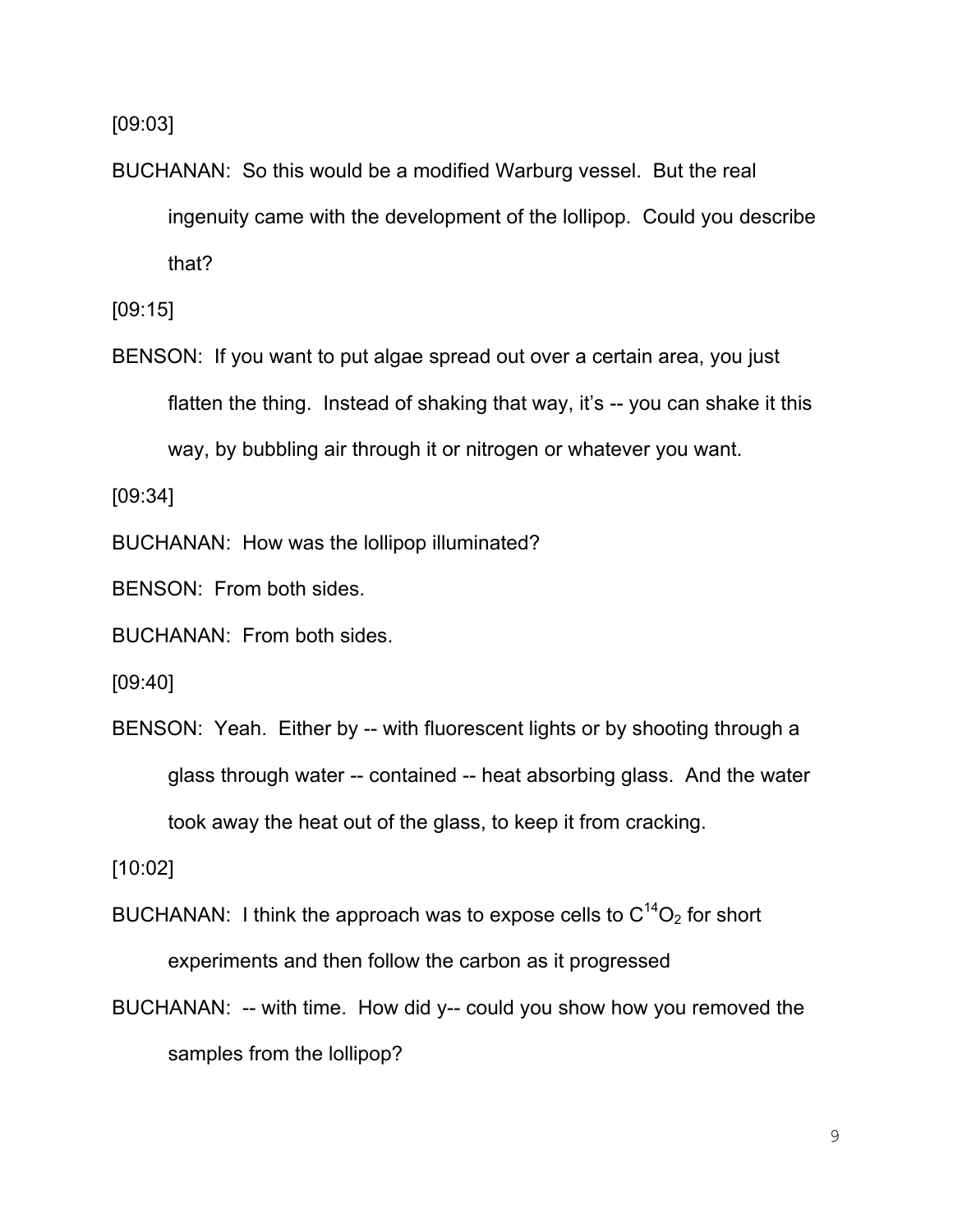[09:03]

BUCHANAN: So this would be a modified Warburg vessel. But the real ingenuity came with the development of the lollipop. Could you describe that?

[09:15]

BENSON: If you want to put algae spread out over a certain area, you just flatten the thing. Instead of shaking that way, it's -- you can shake it this way, by bubbling air through it or nitrogen or whatever you want.

[09:34]

BUCHANAN: How was the lollipop illuminated?

BENSON: From both sides.

BUCHANAN: From both sides.

[09:40]

BENSON: Yeah. Either by -- with fluorescent lights or by shooting through a glass through water -- contained -- heat absorbing glass. And the water took away the heat out of the glass, to keep it from cracking.

[10:02]

BUCHANAN: I think the approach was to expose cells to $C^{14}O_2$ for short experiments and then follow the carbon as it progressed

BUCHANAN: -- with time. How did y-- could you show how you removed the samples from the lollipop?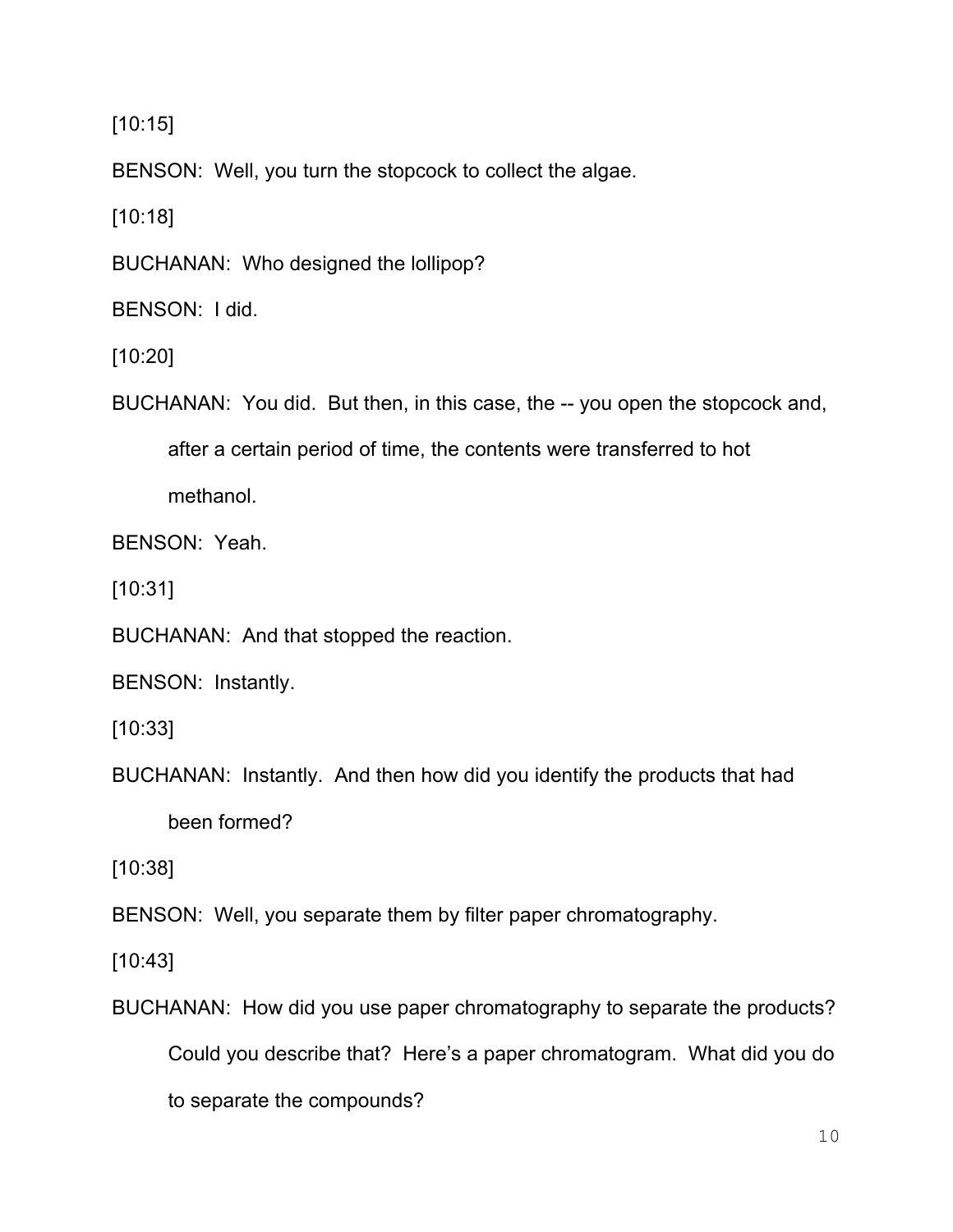[10:15]

BENSON: Well, you turn the stopcock to collect the algae.

[10:18]

BUCHANAN: Who designed the lollipop?

BENSON: I did.

[10:20]

BUCHANAN: You did. But then, in this case, the -- you open the stopcock and, after a certain period of time, the contents were transferred to hot methanol.

BENSON: Yeah.

[10:31]

BUCHANAN: And that stopped the reaction.

BENSON: Instantly.

[10:33]

BUCHANAN: Instantly. And then how did you identify the products that had been formed?

[10:38]

BENSON: Well, you separate them by filter paper chromatography.

[10:43]

BUCHANAN: How did you use paper chromatography to separate the products? Could you describe that? Here's a paper chromatogram. What did you do to separate the compounds?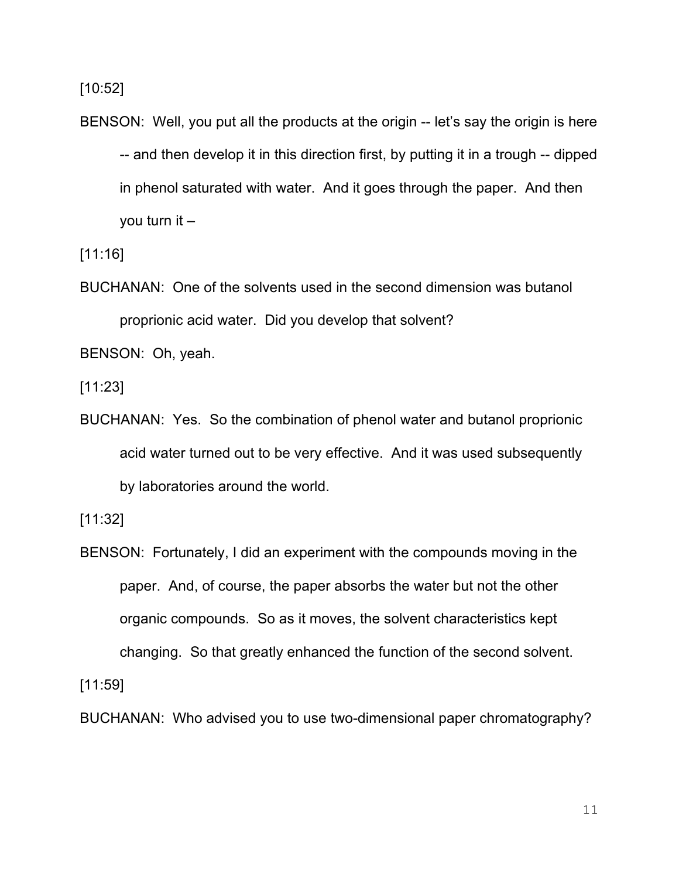[10:52]

BENSON: Well, you put all the products at the origin -- let's say the origin is here -- and then develop it in this direction first, by putting it in a trough -- dipped in phenol saturated with water. And it goes through the paper. And then you turn it –

[11:16]

BUCHANAN: One of the solvents used in the second dimension was butanol proprionic acid water. Did you develop that solvent?

BENSON: Oh, yeah.

[11:23]

BUCHANAN: Yes. So the combination of phenol water and butanol proprionic acid water turned out to be very effective. And it was used subsequently by laboratories around the world.

[11:32]

BENSON: Fortunately, I did an experiment with the compounds moving in the paper. And, of course, the paper absorbs the water but not the other organic compounds. So as it moves, the solvent characteristics kept changing. So that greatly enhanced the function of the second solvent.

[11:59]

BUCHANAN: Who advised you to use two-dimensional paper chromatography?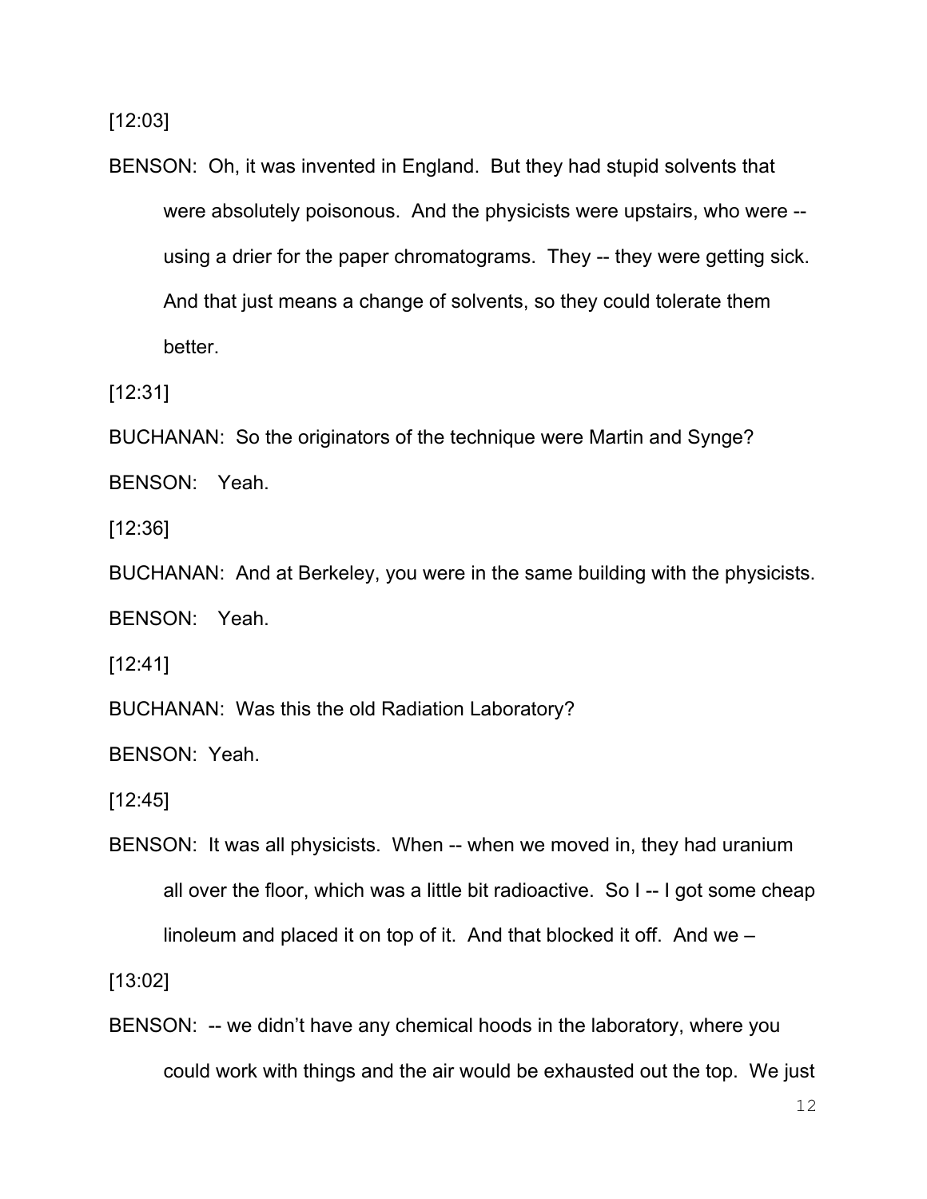[12:03]

BENSON: Oh, it was invented in England. But they had stupid solvents that were absolutely poisonous. And the physicists were upstairs, who were -- using a drier for the paper chromatograms. They -- they were getting sick. And that just means a change of solvents, so they could tolerate them better.

[12:31]

BUCHANAN: So the originators of the technique were Martin and Synge?

BENSON: Yeah.

[12:36]

BUCHANAN: And at Berkeley, you were in the same building with the physicists.

BENSON: Yeah.

[12:41]

BUCHANAN: Was this the old Radiation Laboratory?

BENSON: Yeah.

[12:45]

BENSON: It was all physicists. When -- when we moved in, they had uranium all over the floor, which was a little bit radioactive. So I -- I got some cheap linoleum and placed it on top of it. And that blocked it off. And we –

[13:02]

BENSON: -- we didn't have any chemical hoods in the laboratory, where you could work with things and the air would be exhausted out the top. We just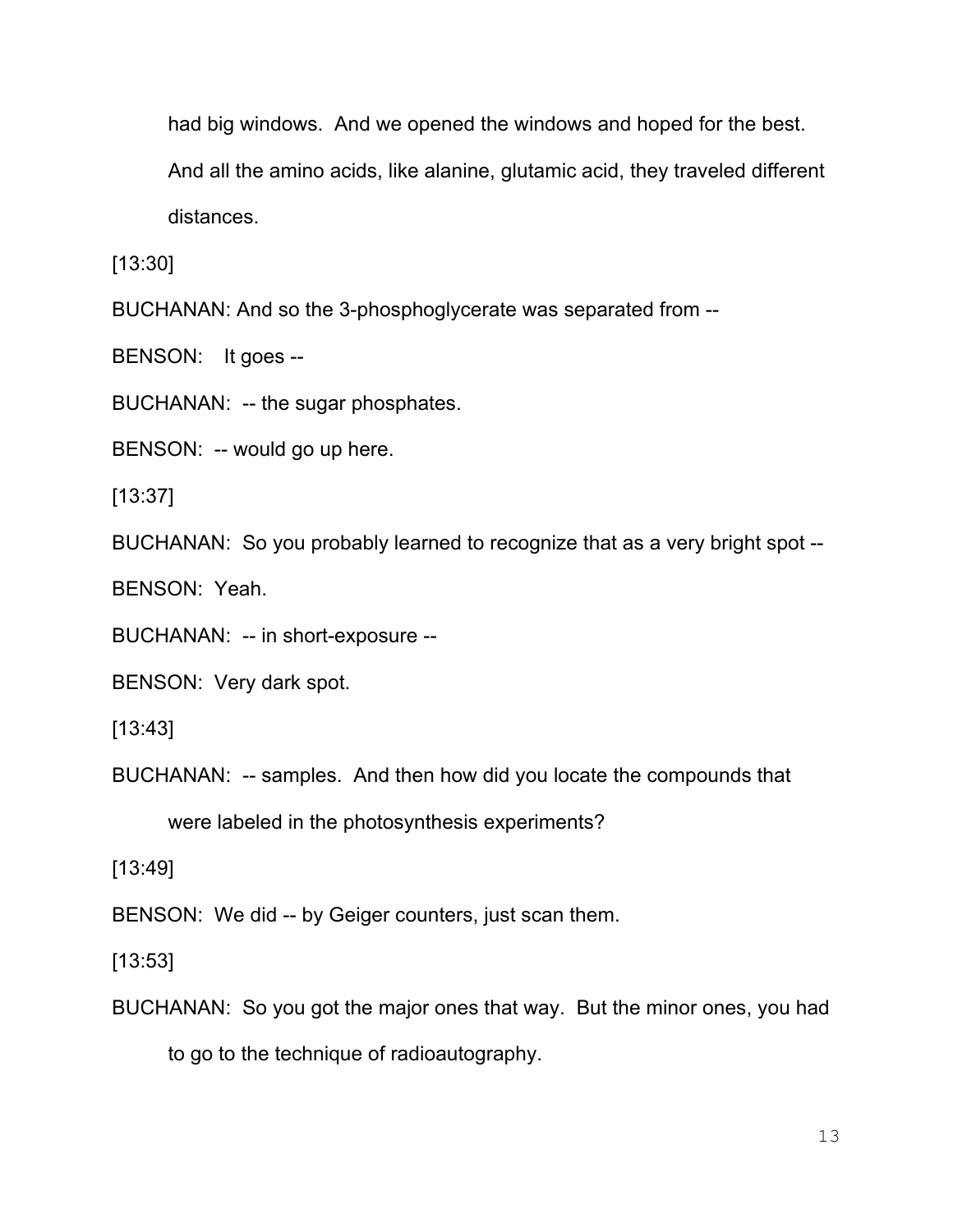had big windows. And we opened the windows and hoped for the best. And all the amino acids, like alanine, glutamic acid, they traveled different distances.

[13:30]

BUCHANAN: And so the 3-phosphoglycerate was separated from --

BENSON: It goes --

BUCHANAN: -- the sugar phosphates.

BENSON: -- would go up here.

[13:37]

BUCHANAN: So you probably learned to recognize that as a very bright spot --

BENSON: Yeah.

BUCHANAN: -- in short-exposure --

BENSON: Very dark spot.

[13:43]

BUCHANAN: -- samples. And then how did you locate the compounds that were labeled in the photosynthesis experiments?

[13:49]

BENSON: We did -- by Geiger counters, just scan them.

[13:53]

BUCHANAN: So you got the major ones that way. But the minor ones, you had to go to the technique of radioautography.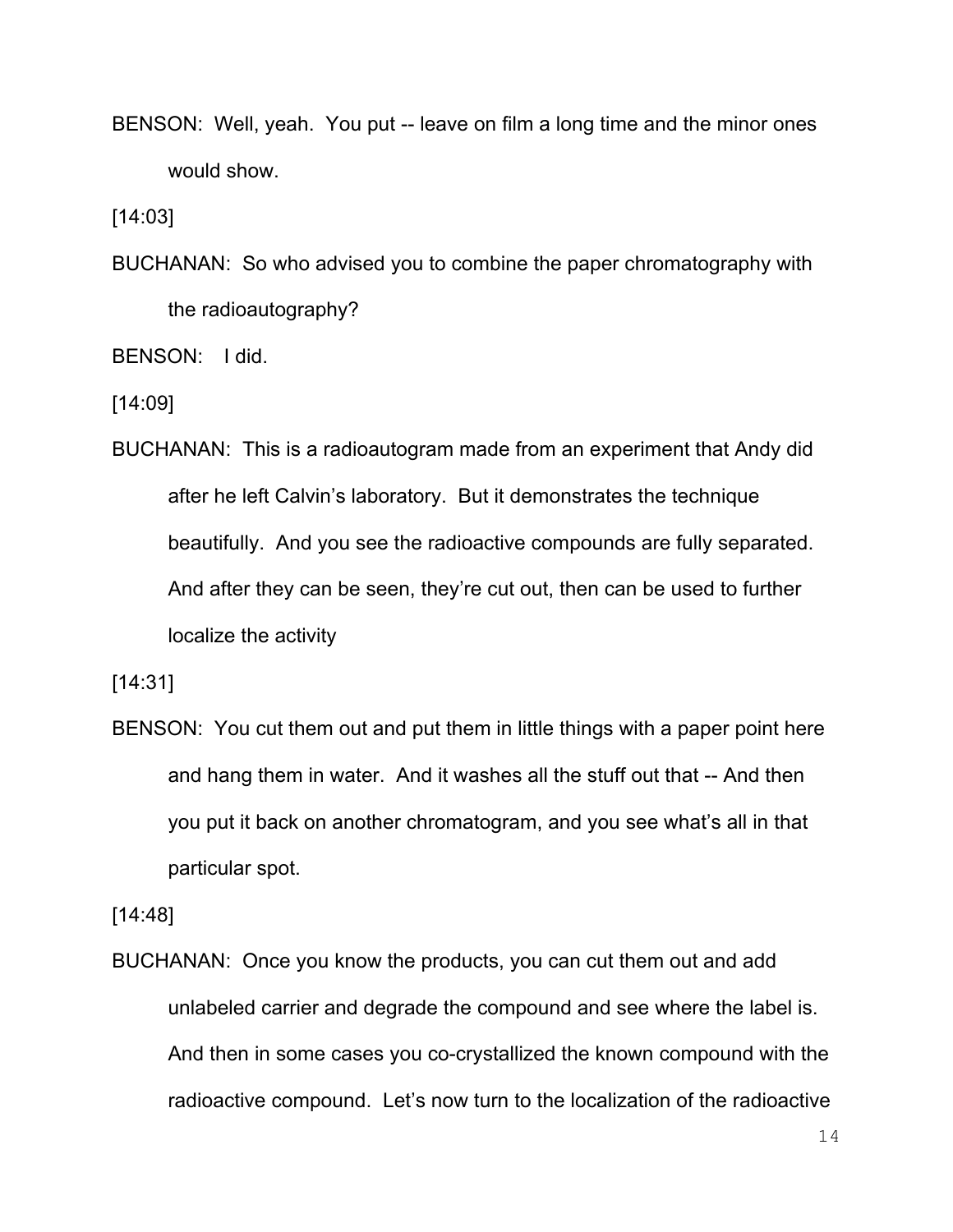BENSON: Well, yeah. You put -- leave on film a long time and the minor ones would show.

[14:03]

BUCHANAN: So who advised you to combine the paper chromatography with the radioautography?

BENSON: I did.

[14:09]

BUCHANAN: This is a radioautogram made from an experiment that Andy did after he left Calvin's laboratory. But it demonstrates the technique beautifully. And you see the radioactive compounds are fully separated. And after they can be seen, they're cut out, then can be used to further localize the activity

[14:31]

BENSON: You cut them out and put them in little things with a paper point here and hang them in water. And it washes all the stuff out that -- And then you put it back on another chromatogram, and you see what's all in that particular spot.

[14:48]

BUCHANAN: Once you know the products, you can cut them out and add unlabeled carrier and degrade the compound and see where the label is. And then in some cases you co-crystallized the known compound with the radioactive compound. Let's now turn to the localization of the radioactive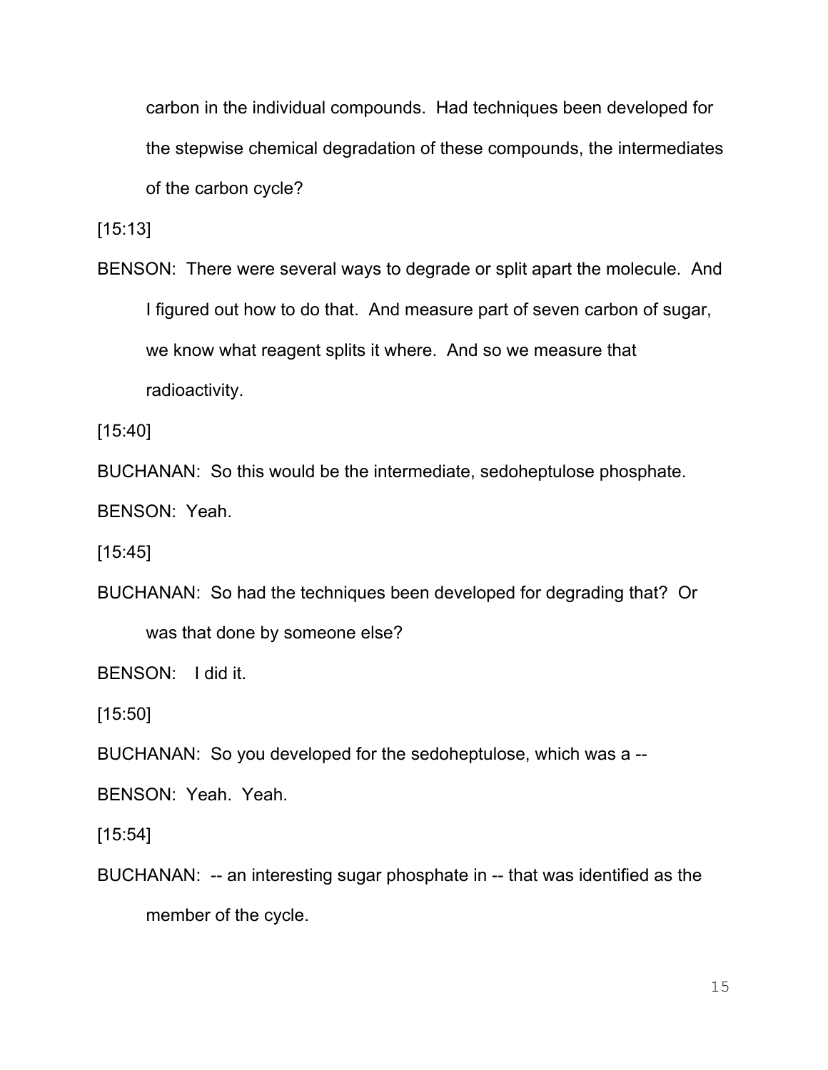carbon in the individual compounds. Had techniques been developed for the stepwise chemical degradation of these compounds, the intermediates of the carbon cycle?

[15:13]

BENSON: There were several ways to degrade or split apart the molecule. And I figured out how to do that. And measure part of seven carbon of sugar, we know what reagent splits it where. And so we measure that radioactivity.

[15:40]

BUCHANAN: So this would be the intermediate, sedoheptulose phosphate.

BENSON: Yeah.

[15:45]

BUCHANAN: So had the techniques been developed for degrading that? Or was that done by someone else?

BENSON: I did it.

[15:50]

BUCHANAN: So you developed for the sedoheptulose, which was a --

BENSON: Yeah. Yeah.

[15:54]

BUCHANAN: -- an interesting sugar phosphate in -- that was identified as the member of the cycle.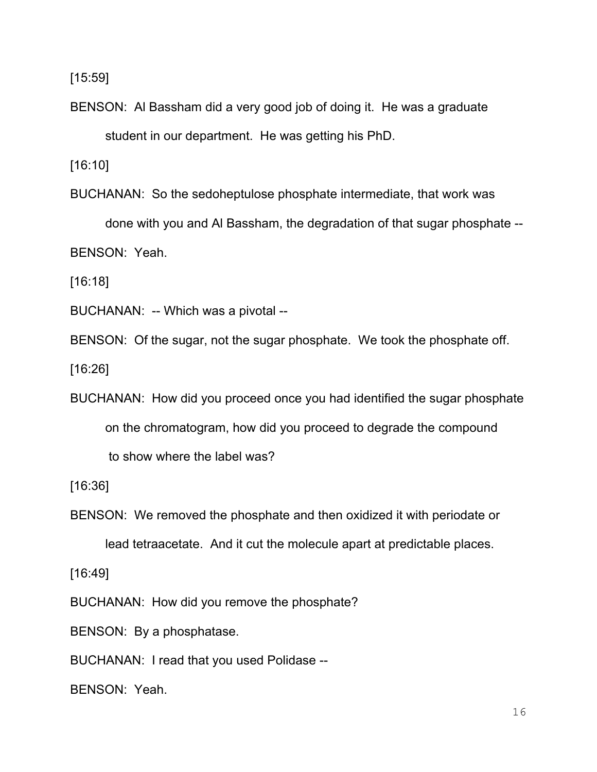[15:59]

BENSON: Al Bassham did a very good job of doing it. He was a graduate student in our department. He was getting his PhD.

[16:10]

BUCHANAN: So the sedoheptulose phosphate intermediate, that work was done with you and Al Bassham, the degradation of that sugar phosphate --

BENSON: Yeah.

[16:18]

BUCHANAN: -- Which was a pivotal --

BENSON: Of the sugar, not the sugar phosphate. We took the phosphate off.

[16:26]

BUCHANAN: How did you proceed once you had identified the sugar phosphate on the chromatogram, how did you proceed to degrade the compound to show where the label was?

[16:36]

BENSON: We removed the phosphate and then oxidized it with periodate or lead tetraacetate. And it cut the molecule apart at predictable places.

[16:49]

BUCHANAN: How did you remove the phosphate?

BENSON: By a phosphatase.

BUCHANAN: I read that you used Polidase --

BENSON: Yeah.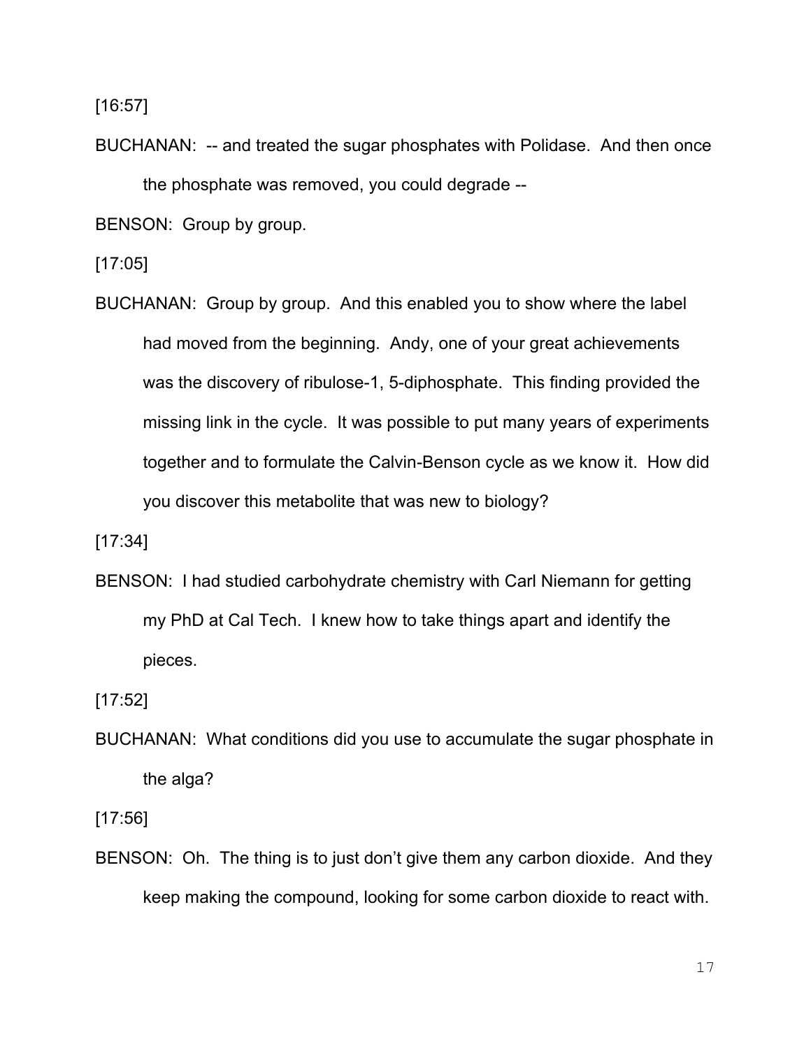[16:57]

BUCHANAN: -- and treated the sugar phosphates with Polidase. And then once the phosphate was removed, you could degrade --

BENSON: Group by group.

[17:05]

BUCHANAN: Group by group. And this enabled you to show where the label had moved from the beginning. Andy, one of your great achievements was the discovery of ribulose-1, 5-diphosphate. This finding provided the missing link in the cycle. It was possible to put many years of experiments together and to formulate the Calvin-Benson cycle as we know it. How did you discover this metabolite that was new to biology?

[17:34]

BENSON: I had studied carbohydrate chemistry with Carl Niemann for getting my PhD at Cal Tech. I knew how to take things apart and identify the pieces.

[17:52]

BUCHANAN: What conditions did you use to accumulate the sugar phosphate in the alga?

[17:56]

BENSON: Oh. The thing is to just don't give them any carbon dioxide. And they keep making the compound, looking for some carbon dioxide to react with.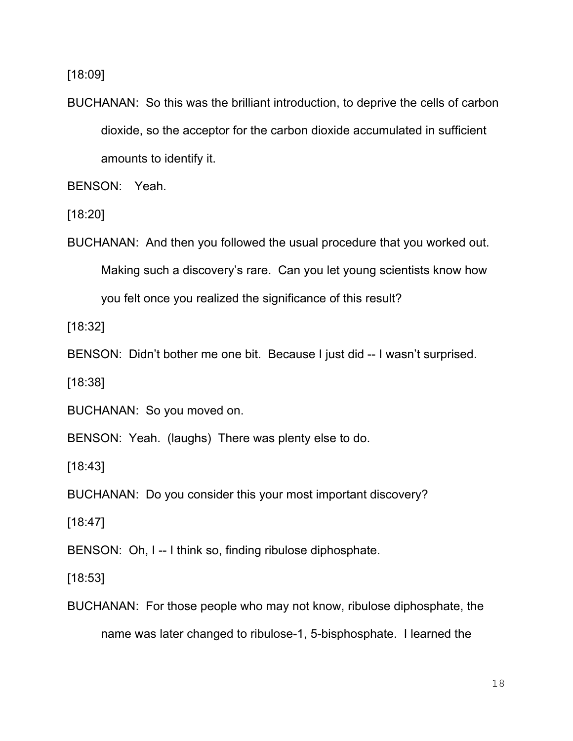[18:09]

BUCHANAN: So this was the brilliant introduction, to deprive the cells of carbon dioxide, so the acceptor for the carbon dioxide accumulated in sufficient amounts to identify it.

BENSON: Yeah.

[18:20]

BUCHANAN: And then you followed the usual procedure that you worked out. Making such a discovery's rare. Can you let young scientists know how you felt once you realized the significance of this result?

[18:32]

BENSON: Didn't bother me one bit. Because I just did -- I wasn't surprised.

[18:38]

BUCHANAN: So you moved on.

BENSON: Yeah. (laughs) There was plenty else to do.

[18:43]

BUCHANAN: Do you consider this your most important discovery?

[18:47]

BENSON: Oh, I -- I think so, finding ribulose diphosphate.

[18:53]

BUCHANAN: For those people who may not know, ribulose diphosphate, the name was later changed to ribulose-1, 5-bisphosphate. I learned the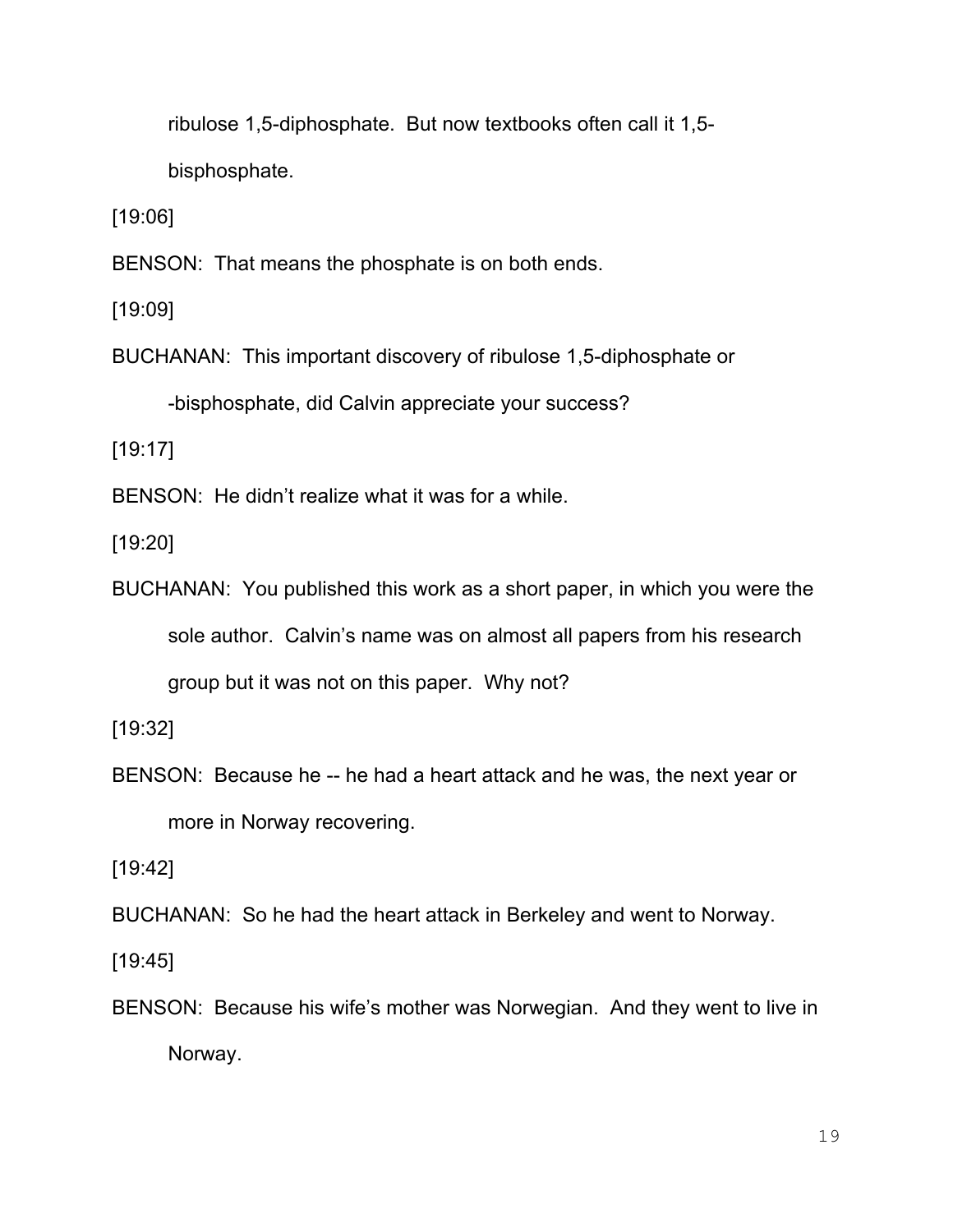ribulose 1,5-diphosphate. But now textbooks often call it 1,5-bisphosphate.

[19:06]

BENSON: That means the phosphate is on both ends.

[19:09]

BUCHANAN: This important discovery of ribulose 1,5-diphosphate or -bisphosphate, did Calvin appreciate your success?

[19:17]

BENSON: He didn't realize what it was for a while.

[19:20]

BUCHANAN: You published this work as a short paper, in which you were the sole author. Calvin's name was on almost all papers from his research group but it was not on this paper. Why not?

[19:32]

BENSON: Because he -- he had a heart attack and he was, the next year or more in Norway recovering.

[19:42]

BUCHANAN: So he had the heart attack in Berkeley and went to Norway.

[19:45]

BENSON: Because his wife's mother was Norwegian. And they went to live in Norway.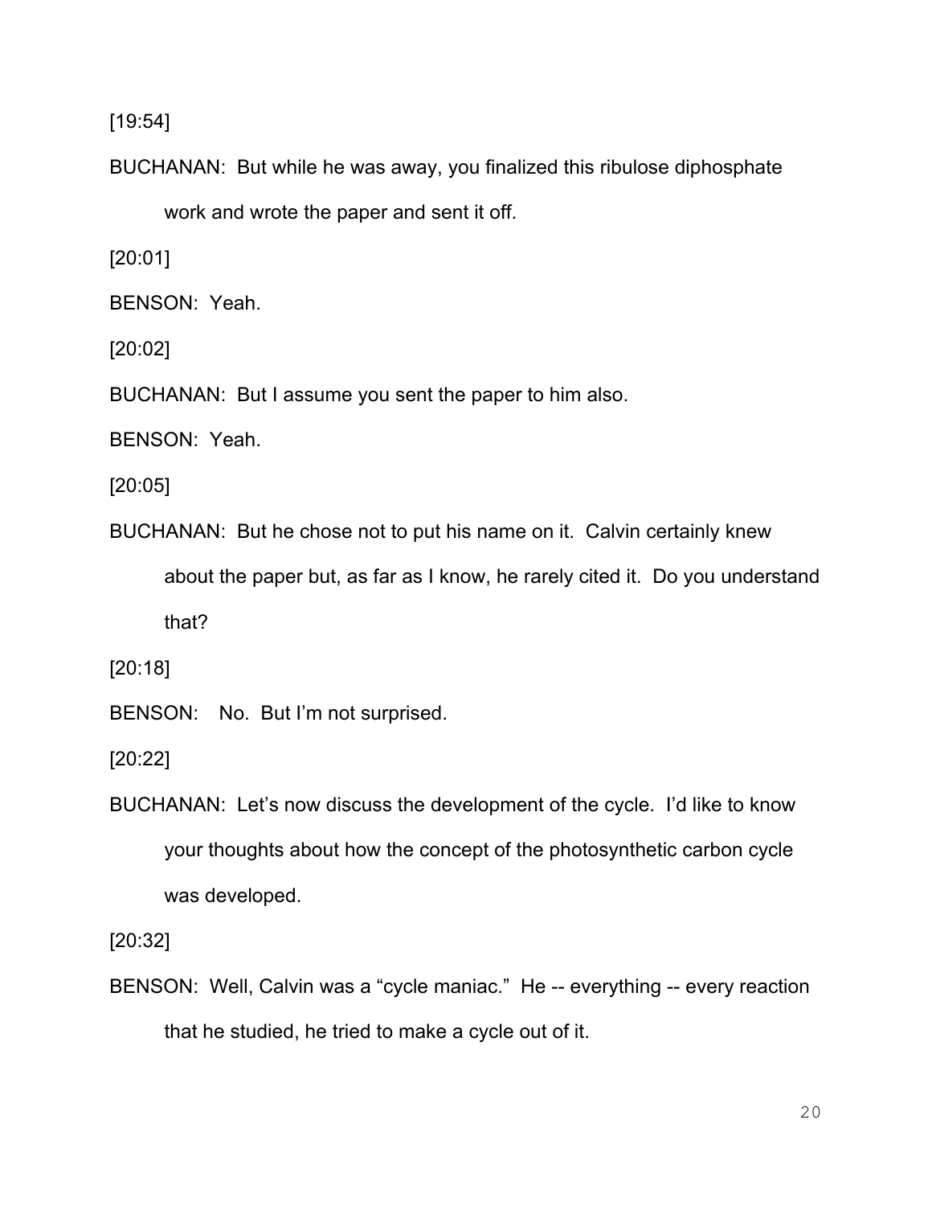[19:54]

BUCHANAN: But while he was away, you finalized this ribulose diphosphate work and wrote the paper and sent it off.

[20:01]

BENSON: Yeah.

[20:02]

BUCHANAN: But I assume you sent the paper to him also.

BENSON: Yeah.

[20:05]

BUCHANAN: But he chose not to put his name on it. Calvin certainly knew about the paper but, as far as I know, he rarely cited it. Do you understand that?

[20:18]

BENSON: No. But I'm not surprised.

[20:22]

BUCHANAN: Let's now discuss the development of the cycle. I'd like to know your thoughts about how the concept of the photosynthetic carbon cycle was developed.

[20:32]

BENSON: Well, Calvin was a "cycle maniac." He -- everything -- every reaction that he studied, he tried to make a cycle out of it.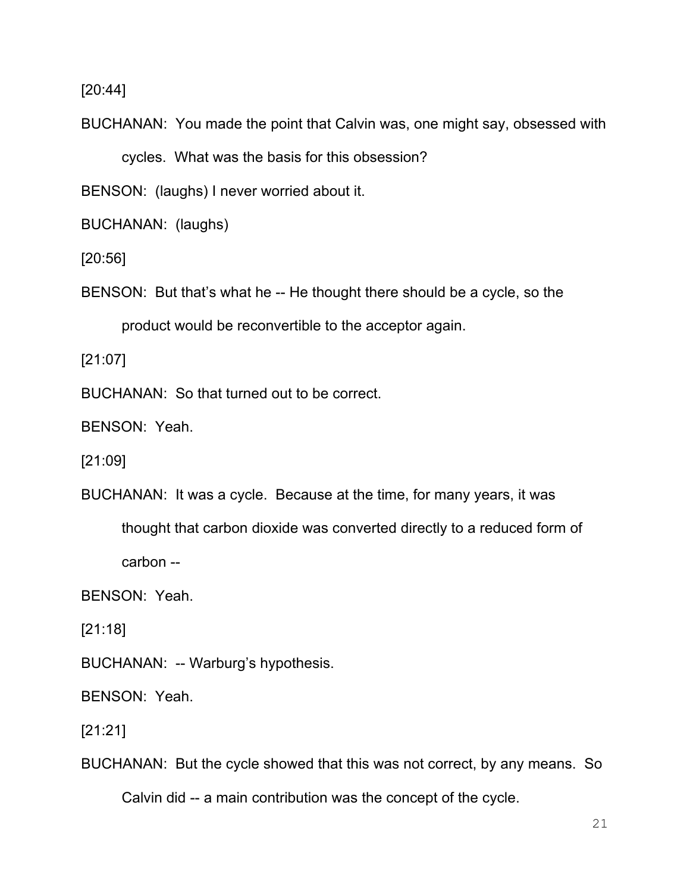[20:44]

BUCHANAN: You made the point that Calvin was, one might say, obsessed with cycles. What was the basis for this obsession?

BENSON: (laughs) I never worried about it.

BUCHANAN: (laughs)

[20:56]

BENSON: But that's what he -- He thought there should be a cycle, so the product would be reconvertible to the acceptor again.

[21:07]

BUCHANAN: So that turned out to be correct.

BENSON: Yeah.

[21:09]

BUCHANAN: It was a cycle. Because at the time, for many years, it was thought that carbon dioxide was converted directly to a reduced form of carbon --

BENSON: Yeah.

[21:18]

BUCHANAN: -- Warburg's hypothesis.

BENSON: Yeah.

[21:21]

BUCHANAN: But the cycle showed that this was not correct, by any means. So Calvin did -- a main contribution was the concept of the cycle.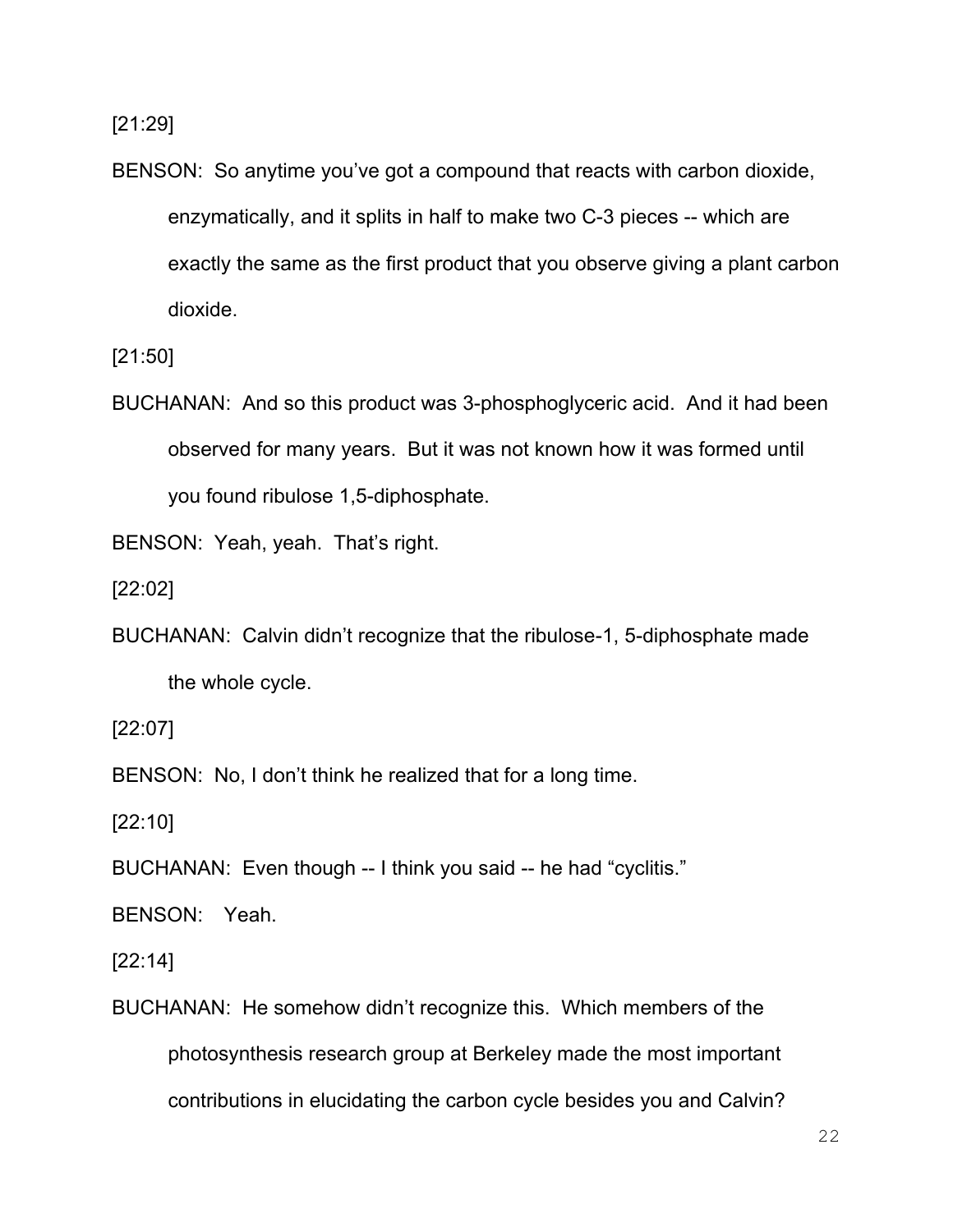[21:29]

BENSON: So anytime you've got a compound that reacts with carbon dioxide, enzymatically, and it splits in half to make two C-3 pieces -- which are exactly the same as the first product that you observe giving a plant carbon dioxide.

[21:50]

BUCHANAN: And so this product was 3-phosphoglyceric acid. And it had been observed for many years. But it was not known how it was formed until you found ribulose 1,5-diphosphate.

BENSON: Yeah, yeah. That's right.

[22:02]

BUCHANAN: Calvin didn't recognize that the ribulose-1, 5-diphosphate made the whole cycle.

[22:07]

BENSON: No, I don't think he realized that for a long time.

[22:10]

BUCHANAN: Even though -- I think you said -- he had "cyclitis."

BENSON: Yeah.

[22:14]

BUCHANAN: He somehow didn't recognize this. Which members of the photosynthesis research group at Berkeley made the most important contributions in elucidating the carbon cycle besides you and Calvin?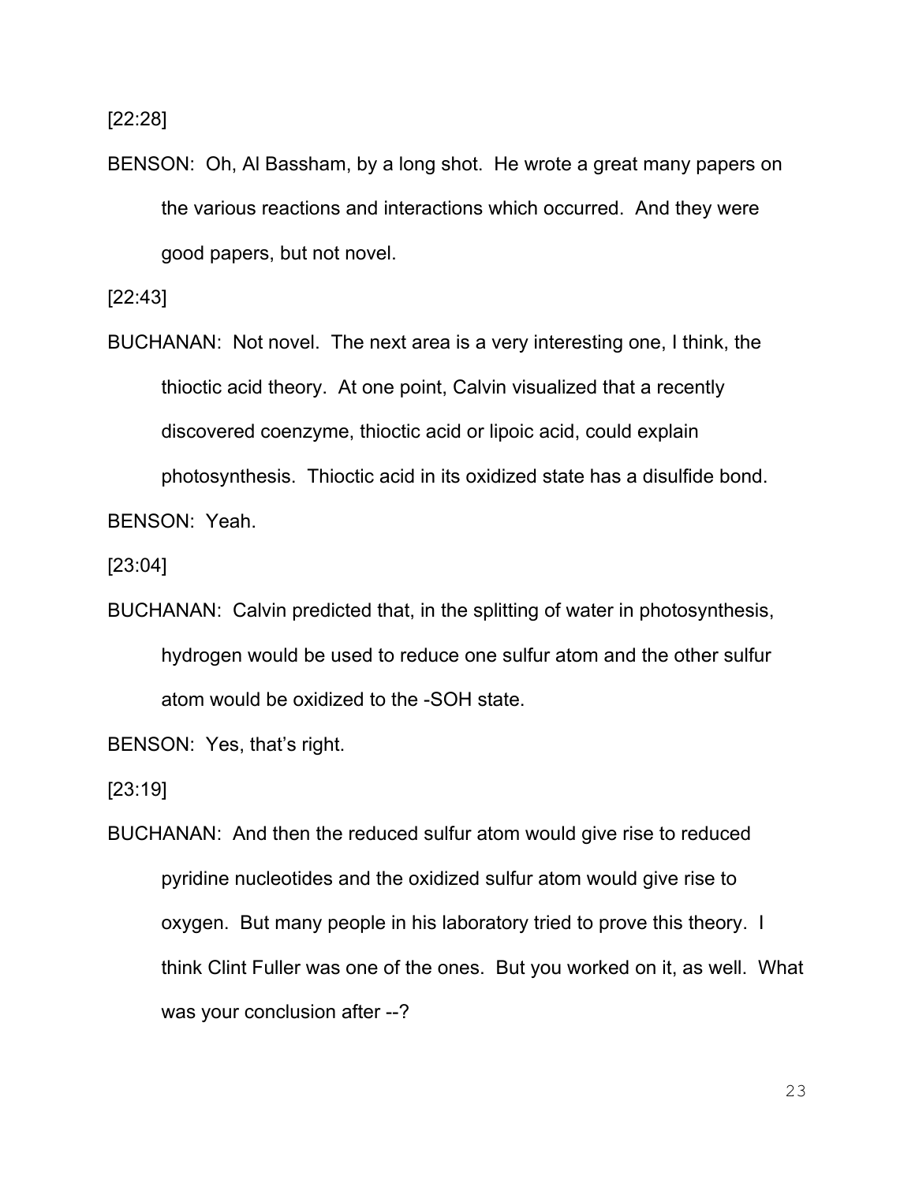[22:28]

BENSON: Oh, Al Bassham, by a long shot. He wrote a great many papers on the various reactions and interactions which occurred. And they were good papers, but not novel.

[22:43]

BUCHANAN: Not novel. The next area is a very interesting one, I think, the thioctic acid theory. At one point, Calvin visualized that a recently discovered coenzyme, thioctic acid or lipoic acid, could explain photosynthesis. Thioctic acid in its oxidized state has a disulfide bond.

BENSON: Yeah.

[23:04]

BUCHANAN: Calvin predicted that, in the splitting of water in photosynthesis, hydrogen would be used to reduce one sulfur atom and the other sulfur atom would be oxidized to the -SOH state.

BENSON: Yes, that's right.

[23:19]

BUCHANAN: And then the reduced sulfur atom would give rise to reduced pyridine nucleotides and the oxidized sulfur atom would give rise to oxygen. But many people in his laboratory tried to prove this theory. I think Clint Fuller was one of the ones. But you worked on it, as well. What was your conclusion after --?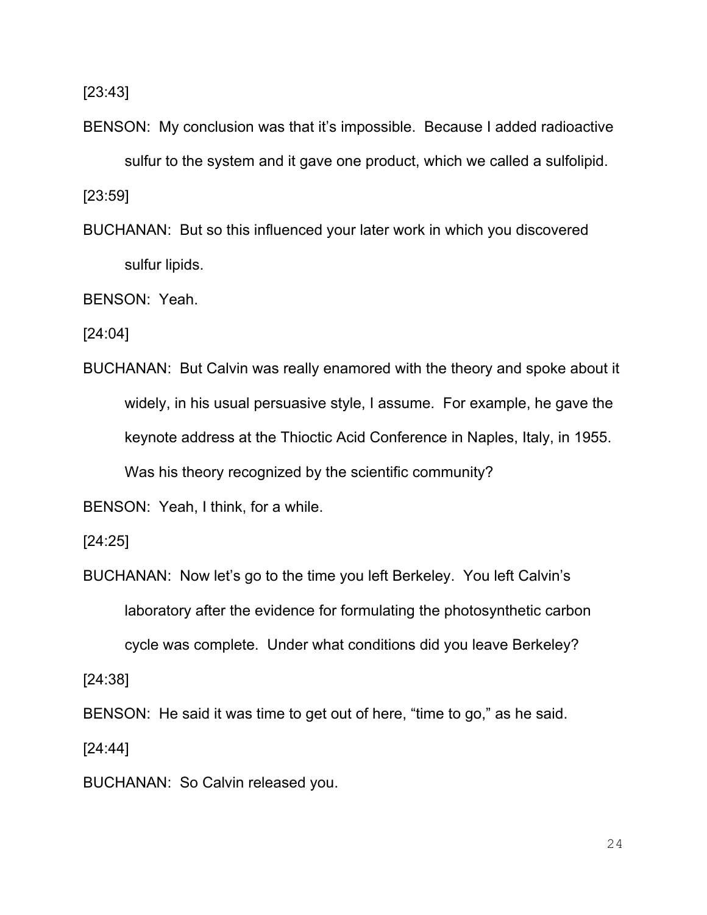[23:43]

BENSON: My conclusion was that it's impossible. Because I added radioactive sulfur to the system and it gave one product, which we called a sulfolipid.

[23:59]

BUCHANAN: But so this influenced your later work in which you discovered sulfur lipids.

BENSON: Yeah.

[24:04]

BUCHANAN: But Calvin was really enamored with the theory and spoke about it widely, in his usual persuasive style, I assume. For example, he gave the keynote address at the Thioctic Acid Conference in Naples, Italy, in 1955. Was his theory recognized by the scientific community?

BENSON: Yeah, I think, for a while.

[24:25]

BUCHANAN: Now let's go to the time you left Berkeley. You left Calvin's laboratory after the evidence for formulating the photosynthetic carbon cycle was complete. Under what conditions did you leave Berkeley?

[24:38]

BENSON: He said it was time to get out of here, "time to go," as he said.

[24:44]

BUCHANAN: So Calvin released you.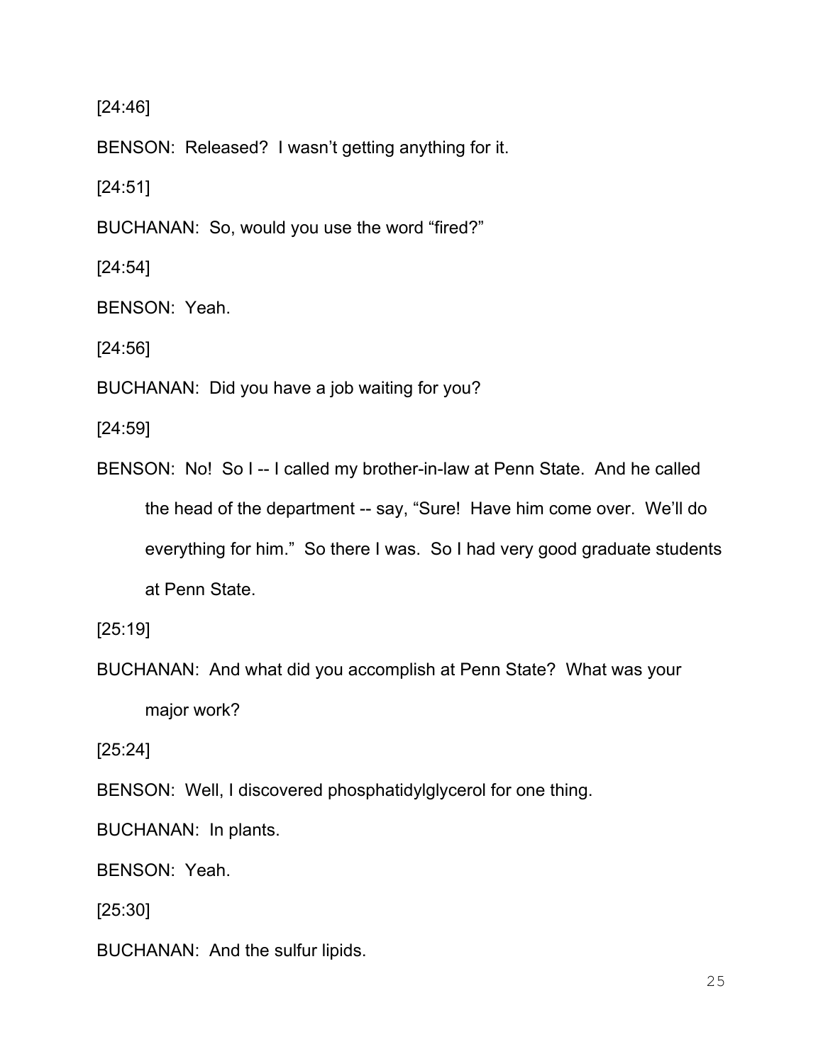[24:46]

BENSON: Released? I wasn't getting anything for it.

[24:51]

BUCHANAN: So, would you use the word "fired?"

[24:54]

BENSON: Yeah.

[24:56]

BUCHANAN: Did you have a job waiting for you?

[24:59]

BENSON: No! So I -- I called my brother-in-law at Penn State. And he called the head of the department -- say, "Sure! Have him come over. We'll do everything for him." So there I was. So I had very good graduate students at Penn State.

[25:19]

BUCHANAN: And what did you accomplish at Penn State? What was your major work?

[25:24]

BENSON: Well, I discovered phosphatidylglycerol for one thing.

BUCHANAN: In plants.

BENSON: Yeah.

[25:30]

BUCHANAN: And the sulfur lipids.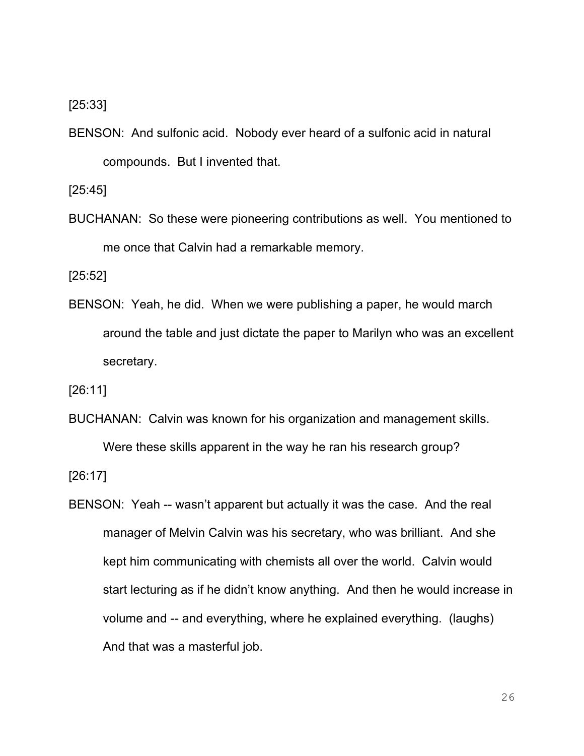[25:33]

BENSON: And sulfonic acid. Nobody ever heard of a sulfonic acid in natural compounds. But I invented that.

[25:45]

BUCHANAN: So these were pioneering contributions as well. You mentioned to me once that Calvin had a remarkable memory.

[25:52]

BENSON: Yeah, he did. When we were publishing a paper, he would march around the table and just dictate the paper to Marilyn who was an excellent secretary.

[26:11]

BUCHANAN: Calvin was known for his organization and management skills. Were these skills apparent in the way he ran his research group?

[26:17]

BENSON: Yeah -- wasn't apparent but actually it was the case. And the real manager of Melvin Calvin was his secretary, who was brilliant. And she kept him communicating with chemists all over the world. Calvin would start lecturing as if he didn't know anything. And then he would increase in volume and -- and everything, where he explained everything. (laughs) And that was a masterful job.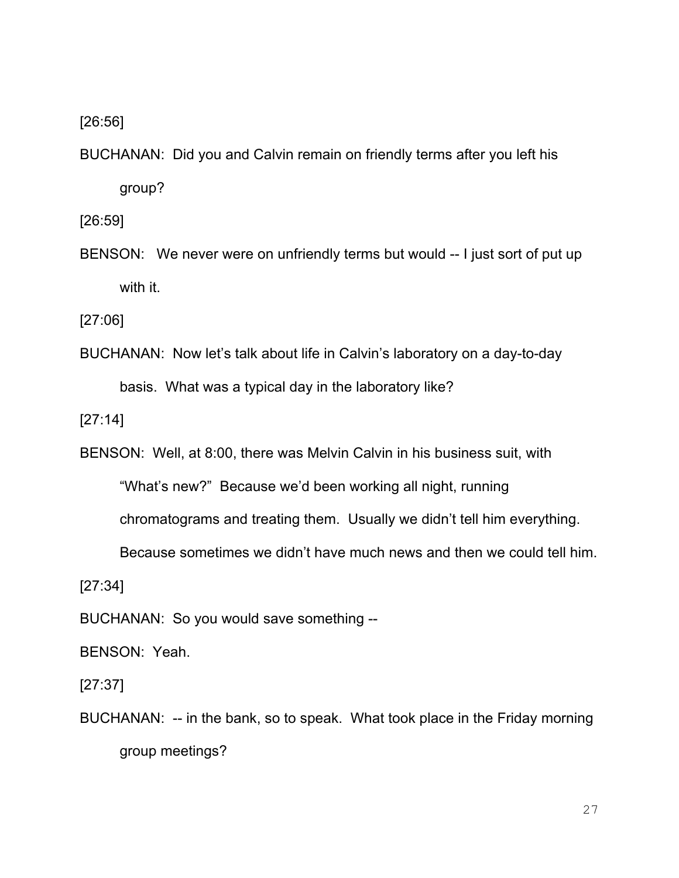[26:56]

BUCHANAN: Did you and Calvin remain on friendly terms after you left his group?

[26:59]

BENSON: We never were on unfriendly terms but would -- I just sort of put up with it.

[27:06]

BUCHANAN: Now let's talk about life in Calvin's laboratory on a day-to-day basis. What was a typical day in the laboratory like?

[27:14]

BENSON: Well, at 8:00, there was Melvin Calvin in his business suit, with "What's new?" Because we'd been working all night, running chromatograms and treating them. Usually we didn't tell him everything. Because sometimes we didn't have much news and then we could tell him.

[27:34]

BUCHANAN: So you would save something --

BENSON: Yeah.

[27:37]

BUCHANAN: -- in the bank, so to speak. What took place in the Friday morning group meetings?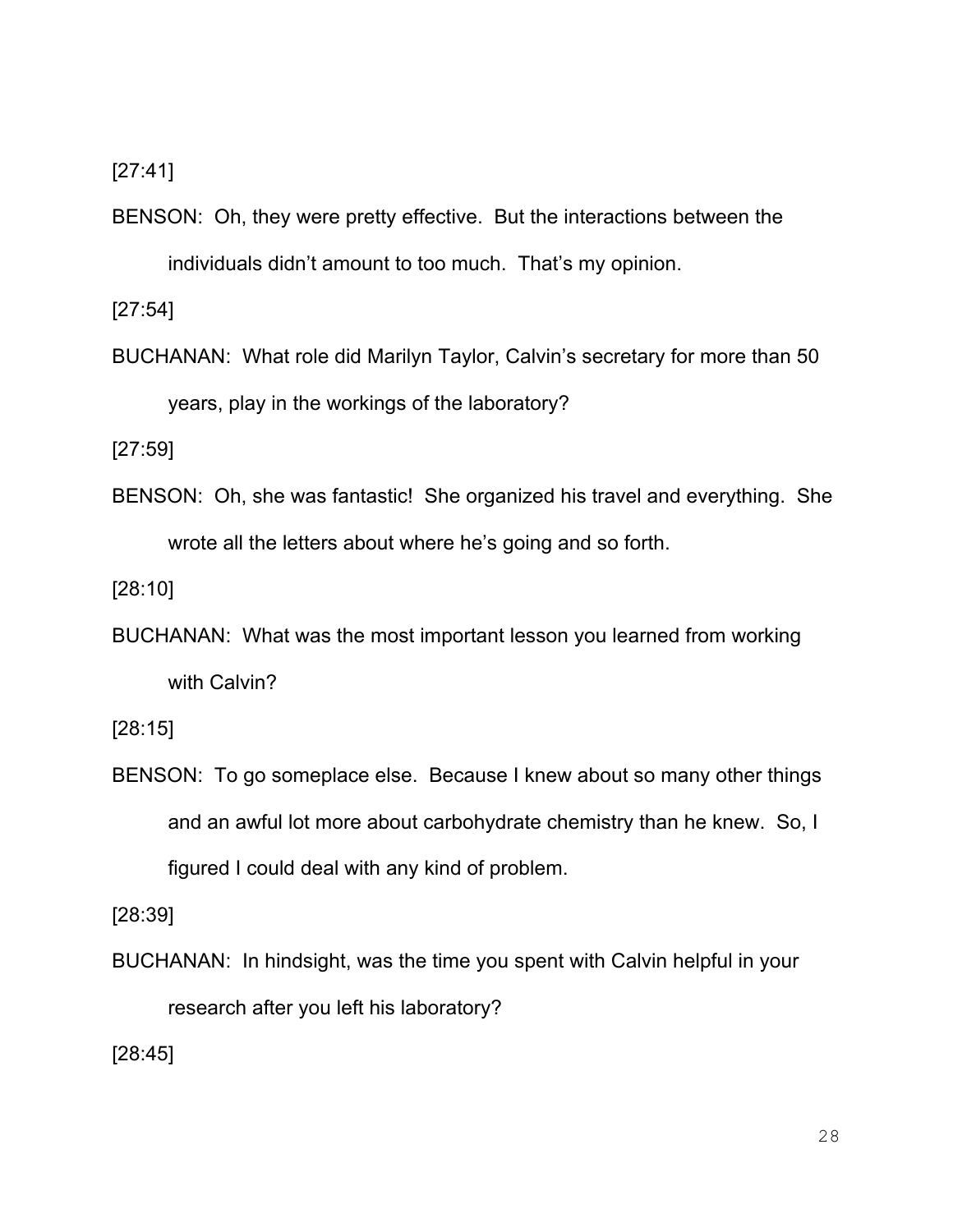[27:41]

BENSON: Oh, they were pretty effective. But the interactions between the individuals didn't amount to too much. That's my opinion.

[27:54]

BUCHANAN: What role did Marilyn Taylor, Calvin's secretary for more than 50 years, play in the workings of the laboratory?

[27:59]

BENSON: Oh, she was fantastic! She organized his travel and everything. She wrote all the letters about where he's going and so forth.

[28:10]

BUCHANAN: What was the most important lesson you learned from working with Calvin?

[28:15]

BENSON: To go someplace else. Because I knew about so many other things and an awful lot more about carbohydrate chemistry than he knew. So, I figured I could deal with any kind of problem.

[28:39]

BUCHANAN: In hindsight, was the time you spent with Calvin helpful in your research after you left his laboratory?

[28:45]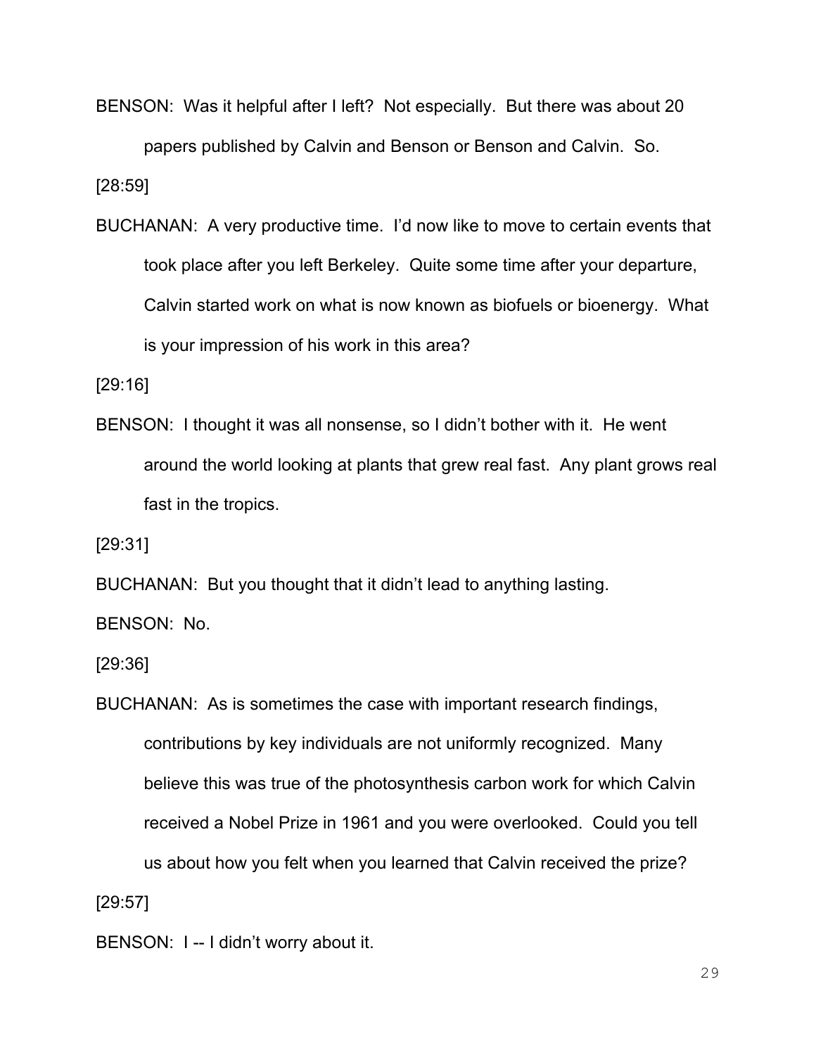BENSON: Was it helpful after I left? Not especially. But there was about 20 papers published by Calvin and Benson or Benson and Calvin. So.

[28:59]

BUCHANAN: A very productive time. I'd now like to move to certain events that took place after you left Berkeley. Quite some time after your departure, Calvin started work on what is now known as biofuels or bioenergy. What is your impression of his work in this area?

[29:16]

BENSON: I thought it was all nonsense, so I didn't bother with it. He went around the world looking at plants that grew real fast. Any plant grows real fast in the tropics.

[29:31]

BUCHANAN: But you thought that it didn't lead to anything lasting.

BENSON: No.

[29:36]

BUCHANAN: As is sometimes the case with important research findings, contributions by key individuals are not uniformly recognized. Many believe this was true of the photosynthesis carbon work for which Calvin received a Nobel Prize in 1961 and you were overlooked. Could you tell us about how you felt when you learned that Calvin received the prize?

[29:57]

BENSON: I -- I didn't worry about it.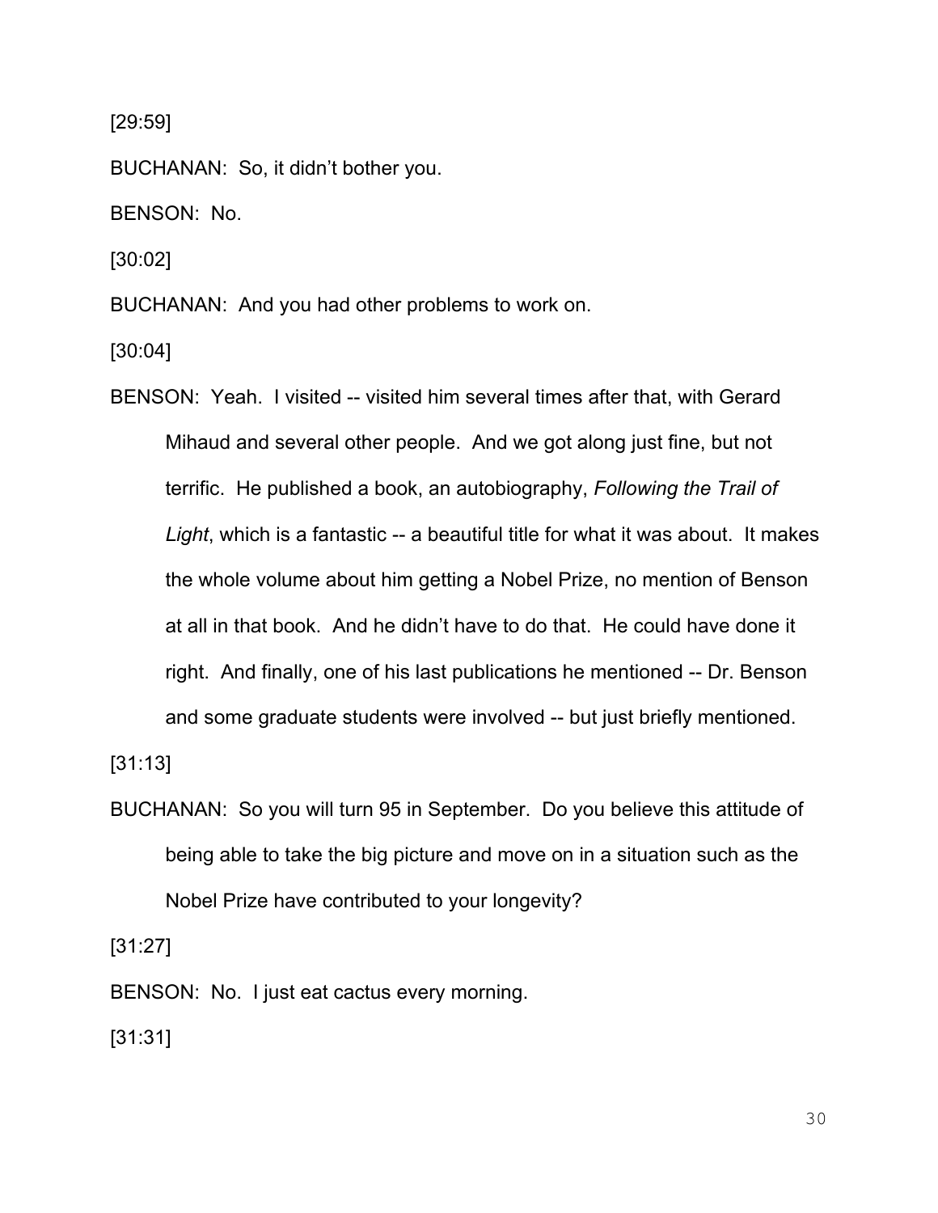[29:59]

BUCHANAN: So, it didn't bother you.

BENSON: No.

[30:02]

BUCHANAN: And you had other problems to work on.

[30:04]

BENSON: Yeah. I visited -- visited him several times after that, with Gerard Mihaud and several other people. And we got along just fine, but not terrific. He published a book, an autobiography, *Following the Trail of Light*, which is a fantastic -- a beautiful title for what it was about. It makes the whole volume about him getting a Nobel Prize, no mention of Benson at all in that book. And he didn't have to do that. He could have done it right. And finally, one of his last publications he mentioned -- Dr. Benson and some graduate students were involved -- but just briefly mentioned.

[31:13]

BUCHANAN: So you will turn 95 in September. Do you believe this attitude of being able to take the big picture and move on in a situation such as the Nobel Prize have contributed to your longevity?

[31:27]

BENSON: No. I just eat cactus every morning.

[31:31]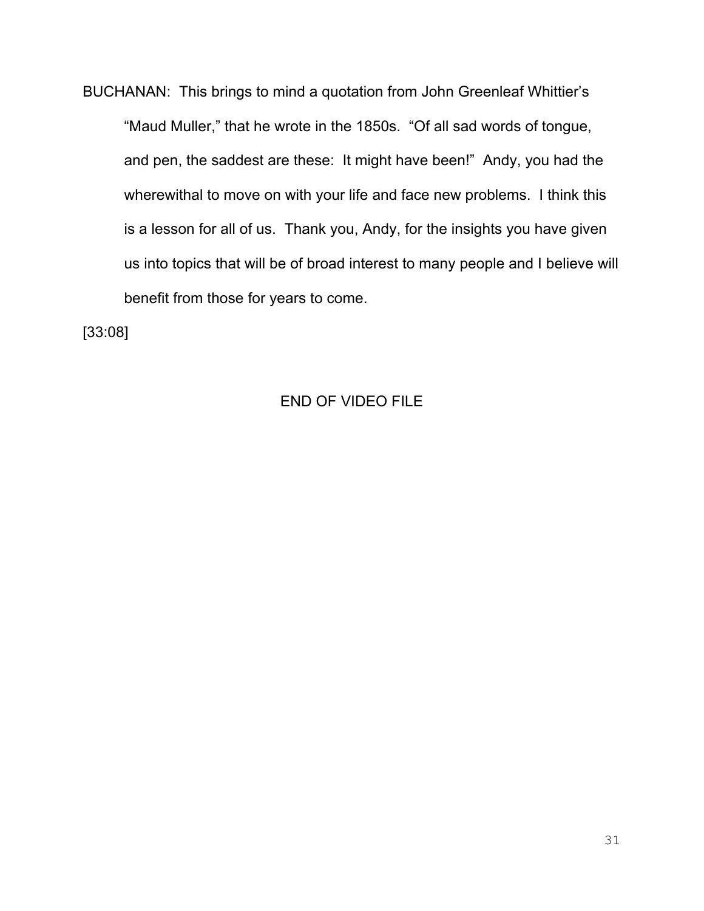BUCHANAN: This brings to mind a quotation from John Greenleaf Whittier's "Maud Muller," that he wrote in the 1850s. "Of all sad words of tongue, and pen, the saddest are these: It might have been!" Andy, you had the wherewithal to move on with your life and face new problems. I think this is a lesson for all of us. Thank you, Andy, for the insights you have given us into topics that will be of broad interest to many people and I believe will benefit from those for years to come.

[33:08]

END OF VIDEO FILE